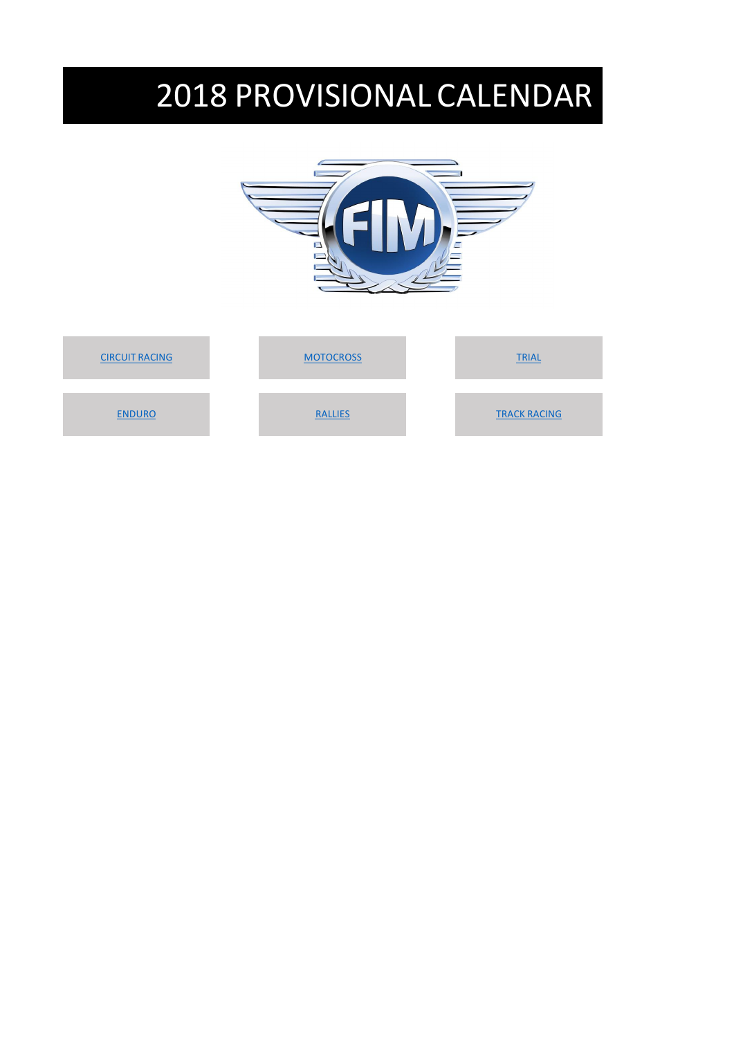# 2018 PROVISIONAL CALENDAR

| CIRCUIT RACING | MOTOCROSS | TRIAL |
|---|---|---|
| ENDURO | RALLIES | TRACK RACING |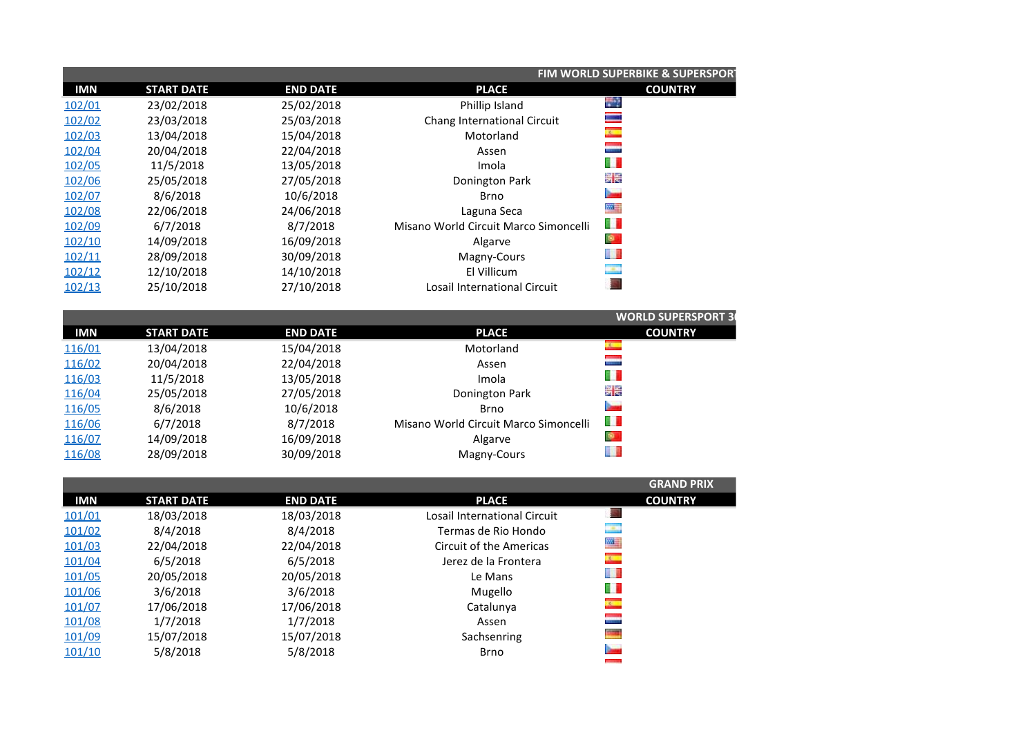## FIM WORLD SUPERBIKE & SUPERSPORT

| IMN | START DATE | END DATE | PLACE | COUNTRY |
|---|---|---|---|---|
| 102/01 | 23/02/2018 | 25/02/2018 | Phillip Island | |
| 102/02 | 23/03/2018 | 25/03/2018 | Chang International Circuit | |
| 102/03 | 13/04/2018 | 15/04/2018 | Motorland | |
| 102/04 | 20/04/2018 | 22/04/2018 | Assen | |
| 102/05 | 11/5/2018 | 13/05/2018 | Imola | |
| 102/06 | 25/05/2018 | 27/05/2018 | Donington Park | |
| 102/07 | 8/6/2018 | 10/6/2018 | Brno | |
| 102/08 | 22/06/2018 | 24/06/2018 | Laguna Seca | |
| 102/09 | 6/7/2018 | 8/7/2018 | Misano World Circuit Marco Simoncelli | |
| 102/10 | 14/09/2018 | 16/09/2018 | Algarve | |
| 102/11 | 28/09/2018 | 30/09/2018 | Magny-Cours | |
| 102/12 | 12/10/2018 | 14/10/2018 | El Villicum | |
| 102/13 | 25/10/2018 | 27/10/2018 | Losail International Circuit | |

## WORLD SUPERSPORT 3

| IMN | START DATE | END DATE | PLACE | COUNTRY |
|---|---|---|---|---|
| 116/01 | 13/04/2018 | 15/04/2018 | Motorland | |
| 116/02 | 20/04/2018 | 22/04/2018 | Assen | |
| 116/03 | 11/5/2018 | 13/05/2018 | Imola | |
| 116/04 | 25/05/2018 | 27/05/2018 | Donington Park | |
| 116/05 | 8/6/2018 | 10/6/2018 | Brno | |
| 116/06 | 6/7/2018 | 8/7/2018 | Misano World Circuit Marco Simoncelli | |
| 116/07 | 14/09/2018 | 16/09/2018 | Algarve | |
| 116/08 | 28/09/2018 | 30/09/2018 | Magny-Cours | |

## GRAND PRIX

| IMN | START DATE | END DATE | PLACE | COUNTRY |
|---|---|---|---|---|
| 101/01 | 18/03/2018 | 18/03/2018 | Losail International Circuit | |
| 101/02 | 8/4/2018 | 8/4/2018 | Termas de Rio Hondo | |
| 101/03 | 22/04/2018 | 22/04/2018 | Circuit of the Americas | |
| 101/04 | 6/5/2018 | 6/5/2018 | Jerez de la Frontera | |
| 101/05 | 20/05/2018 | 20/05/2018 | Le Mans | |
| 101/06 | 3/6/2018 | 3/6/2018 | Mugello | |
| 101/07 | 17/06/2018 | 17/06/2018 | Catalunya | |
| 101/08 | 1/7/2018 | 1/7/2018 | Assen | |
| 101/09 | 15/07/2018 | 15/07/2018 | Sachsenring | |
| 101/10 | 5/8/2018 | 5/8/2018 | Brno | |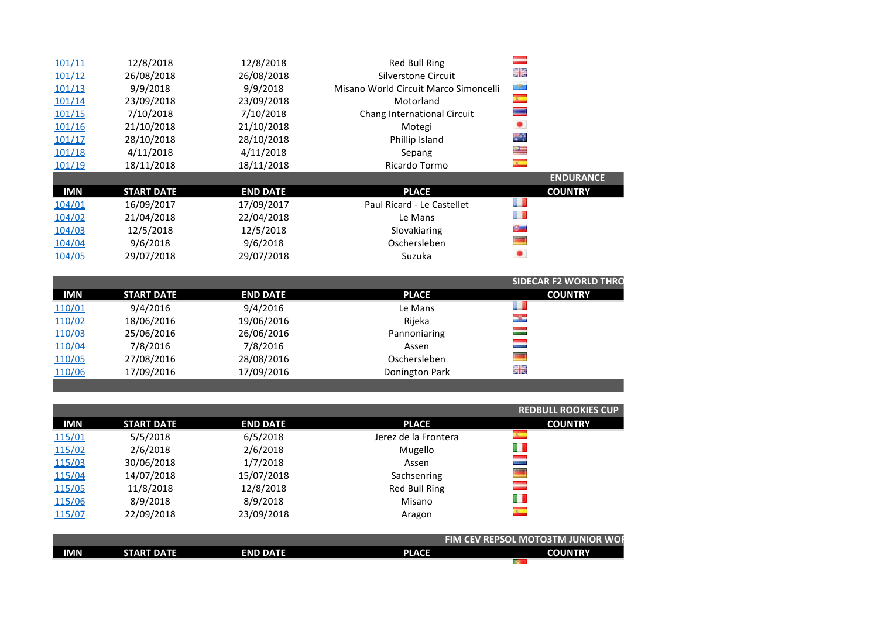| IMN | START DATE | END DATE | PLACE | COUNTRY |
|---|---|---|---|---|
| 101/11 | 12/8/2018 | 12/8/2018 | Red Bull Ring | |
| 101/12 | 26/08/2018 | 26/08/2018 | Silverstone Circuit | |
| 101/13 | 9/9/2018 | 9/9/2018 | Misano World Circuit Marco Simoncelli | |
| 101/14 | 23/09/2018 | 23/09/2018 | Motorland | |
| 101/15 | 7/10/2018 | 7/10/2018 | Chang International Circuit | |
| 101/16 | 21/10/2018 | 21/10/2018 | Motegi | |
| 101/17 | 28/10/2018 | 28/10/2018 | Phillip Island | |
| 101/18 | 4/11/2018 | 4/11/2018 | Sepang | |
| 101/19 | 18/11/2018 | 18/11/2018 | Ricardo Tormo | |

**ENDURANCE**

| IMN | START DATE | END DATE | PLACE | COUNTRY |
|---|---|---|---|---|
| 104/01 | 16/09/2017 | 17/09/2017 | Paul Ricard - Le Castellet | |
| 104/02 | 21/04/2018 | 22/04/2018 | Le Mans | |
| 104/03 | 12/5/2018 | 12/5/2018 | Slovakiaring | |
| 104/04 | 9/6/2018 | 9/6/2018 | Oschersleben | |
| 104/05 | 29/07/2018 | 29/07/2018 | Suzuka | |

**SIDECAR F2 WORLD THRO**

| IMN | START DATE | END DATE | PLACE | COUNTRY |
|---|---|---|---|---|
| 110/01 | 9/4/2016 | 9/4/2016 | Le Mans | |
| 110/02 | 18/06/2016 | 19/06/2016 | Rijeka | |
| 110/03 | 25/06/2016 | 26/06/2016 | Pannoniaring | |
| 110/04 | 7/8/2016 | 7/8/2016 | Assen | |
| 110/05 | 27/08/2016 | 28/08/2016 | Oschersleben | |
| 110/06 | 17/09/2016 | 17/09/2016 | Donington Park | |

**REDBULL ROOKIES CUP**

| IMN | START DATE | END DATE | PLACE | COUNTRY |
|---|---|---|---|---|
| 115/01 | 5/5/2018 | 6/5/2018 | Jerez de la Frontera | |
| 115/02 | 2/6/2018 | 2/6/2018 | Mugello | |
| 115/03 | 30/06/2018 | 1/7/2018 | Assen | |
| 115/04 | 14/07/2018 | 15/07/2018 | Sachsenring | |
| 115/05 | 11/8/2018 | 12/8/2018 | Red Bull Ring | |
| 115/06 | 8/9/2018 | 8/9/2018 | Misano | |
| 115/07 | 22/09/2018 | 23/09/2018 | Aragon | |

**FIM CEV REPSOL MOTO3TM JUNIOR WOF**

| IMN | START DATE | END DATE | PLACE | COUNTRY |
|---|---|---|---|---|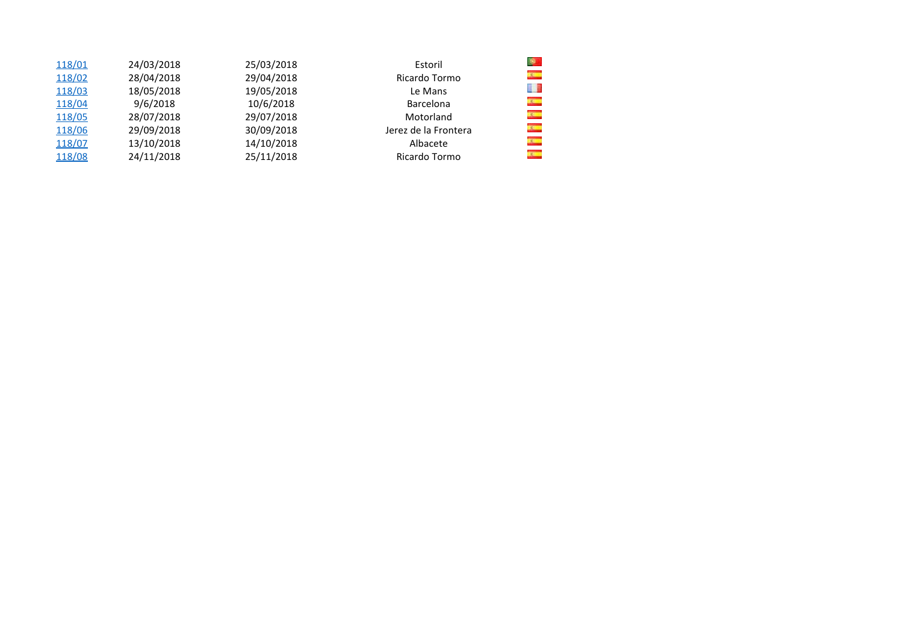| | | | | |
|---|---|---|---|---|
| 118/01 | 24/03/2018 | 25/03/2018 | Estoril | |
| 118/02 | 28/04/2018 | 29/04/2018 | Ricardo Tormo | |
| 118/03 | 18/05/2018 | 19/05/2018 | Le Mans | |
| 118/04 | 9/6/2018 | 10/6/2018 | Barcelona | |
| 118/05 | 28/07/2018 | 29/07/2018 | Motorland | |
| 118/06 | 29/09/2018 | 30/09/2018 | Jerez de la Frontera | |
| 118/07 | 13/10/2018 | 14/10/2018 | Albacete | |
| 118/08 | 24/11/2018 | 25/11/2018 | Ricardo Tormo | |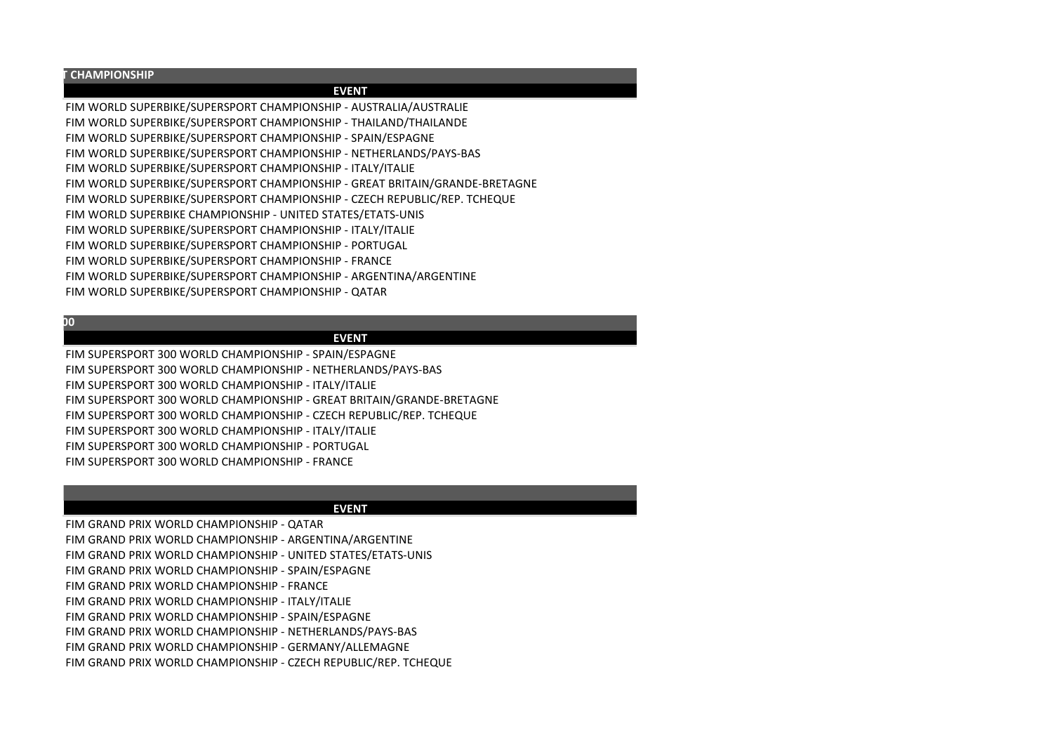| T CHAMPIONSHIP |
| --- |
| EVENT |
| FIM WORLD SUPERBIKE/SUPERSPORT CHAMPIONSHIP - AUSTRALIA/AUSTRALIE |
| FIM WORLD SUPERBIKE/SUPERSPORT CHAMPIONSHIP - THAILAND/THAILANDE |
| FIM WORLD SUPERBIKE/SUPERSPORT CHAMPIONSHIP - SPAIN/ESPAGNE |
| FIM WORLD SUPERBIKE/SUPERSPORT CHAMPIONSHIP - NETHERLANDS/PAYS-BAS |
| FIM WORLD SUPERBIKE/SUPERSPORT CHAMPIONSHIP - ITALY/ITALIE |
| FIM WORLD SUPERBIKE/SUPERSPORT CHAMPIONSHIP - GREAT BRITAIN/GRANDE-BRETAGNE |
| FIM WORLD SUPERBIKE/SUPERSPORT CHAMPIONSHIP - CZECH REPUBLIC/REP. TCHEQUE |
| FIM WORLD SUPERBIKE CHAMPIONSHIP - UNITED STATES/ETATS-UNIS |
| FIM WORLD SUPERBIKE/SUPERSPORT CHAMPIONSHIP - ITALY/ITALIE |
| FIM WORLD SUPERBIKE/SUPERSPORT CHAMPIONSHIP - PORTUGAL |
| FIM WORLD SUPERBIKE/SUPERSPORT CHAMPIONSHIP - FRANCE |
| FIM WORLD SUPERBIKE/SUPERSPORT CHAMPIONSHIP - ARGENTINA/ARGENTINE |
| FIM WORLD SUPERBIKE/SUPERSPORT CHAMPIONSHIP - QATAR |

| 00 |
| --- |
| EVENT |
| FIM SUPERSPORT 300 WORLD CHAMPIONSHIP - SPAIN/ESPAGNE |
| FIM SUPERSPORT 300 WORLD CHAMPIONSHIP - NETHERLANDS/PAYS-BAS |
| FIM SUPERSPORT 300 WORLD CHAMPIONSHIP - ITALY/ITALIE |
| FIM SUPERSPORT 300 WORLD CHAMPIONSHIP - GREAT BRITAIN/GRANDE-BRETAGNE |
| FIM SUPERSPORT 300 WORLD CHAMPIONSHIP - CZECH REPUBLIC/REP. TCHEQUE |
| FIM SUPERSPORT 300 WORLD CHAMPIONSHIP - ITALY/ITALIE |
| FIM SUPERSPORT 300 WORLD CHAMPIONSHIP - PORTUGAL |
| FIM SUPERSPORT 300 WORLD CHAMPIONSHIP - FRANCE |

| |
| --- |
| EVENT |
| FIM GRAND PRIX WORLD CHAMPIONSHIP - QATAR |
| FIM GRAND PRIX WORLD CHAMPIONSHIP - ARGENTINA/ARGENTINE |
| FIM GRAND PRIX WORLD CHAMPIONSHIP - UNITED STATES/ETATS-UNIS |
| FIM GRAND PRIX WORLD CHAMPIONSHIP - SPAIN/ESPAGNE |
| FIM GRAND PRIX WORLD CHAMPIONSHIP - FRANCE |
| FIM GRAND PRIX WORLD CHAMPIONSHIP - ITALY/ITALIE |
| FIM GRAND PRIX WORLD CHAMPIONSHIP - SPAIN/ESPAGNE |
| FIM GRAND PRIX WORLD CHAMPIONSHIP - NETHERLANDS/PAYS-BAS |
| FIM GRAND PRIX WORLD CHAMPIONSHIP - GERMANY/ALLEMAGNE |
| FIM GRAND PRIX WORLD CHAMPIONSHIP - CZECH REPUBLIC/REP. TCHEQUE |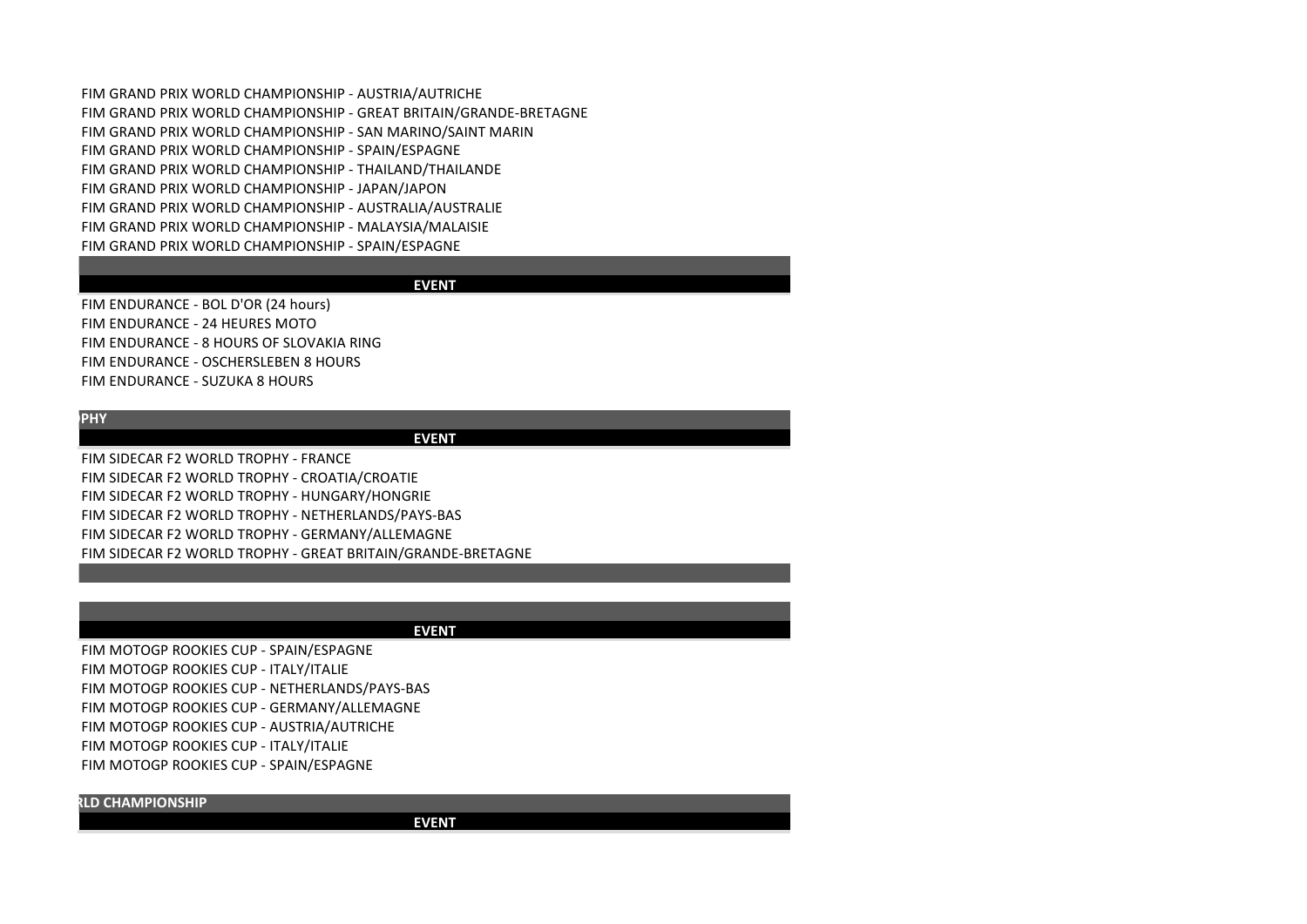| EVENT |
| --- |
| FIM GRAND PRIX WORLD CHAMPIONSHIP - AUSTRIA/AUTRICHE |
| FIM GRAND PRIX WORLD CHAMPIONSHIP - GREAT BRITAIN/GRANDE-BRETAGNE |
| FIM GRAND PRIX WORLD CHAMPIONSHIP - SAN MARINO/SAINT MARIN |
| FIM GRAND PRIX WORLD CHAMPIONSHIP - SPAIN/ESPAGNE |
| FIM GRAND PRIX WORLD CHAMPIONSHIP - THAILAND/THAILANDE |
| FIM GRAND PRIX WORLD CHAMPIONSHIP - JAPAN/JAPON |
| FIM GRAND PRIX WORLD CHAMPIONSHIP - AUSTRALIA/AUSTRALIE |
| FIM GRAND PRIX WORLD CHAMPIONSHIP - MALAYSIA/MALAISIE |
| FIM GRAND PRIX WORLD CHAMPIONSHIP - SPAIN/ESPAGNE |

| EVENT |
| --- |
| FIM ENDURANCE - BOL D'OR (24 hours) |
| FIM ENDURANCE - 24 HEURES MOTO |
| FIM ENDURANCE - 8 HOURS OF SLOVAKIA RING |
| FIM ENDURANCE - OSCHERSLEBEN 8 HOURS |
| FIM ENDURANCE - SUZUKA 8 HOURS |

**PHY**

| EVENT |
| --- |
| FIM SIDECAR F2 WORLD TROPHY - FRANCE |
| FIM SIDECAR F2 WORLD TROPHY - CROATIA/CROATIE |
| FIM SIDECAR F2 WORLD TROPHY - HUNGARY/HONGRIE |
| FIM SIDECAR F2 WORLD TROPHY - NETHERLANDS/PAYS-BAS |
| FIM SIDECAR F2 WORLD TROPHY - GERMANY/ALLEMAGNE |
| FIM SIDECAR F2 WORLD TROPHY - GREAT BRITAIN/GRANDE-BRETAGNE |

| EVENT |
| --- |
| FIM MOTOGP ROOKIES CUP - SPAIN/ESPAGNE |
| FIM MOTOGP ROOKIES CUP - ITALY/ITALIE |
| FIM MOTOGP ROOKIES CUP - NETHERLANDS/PAYS-BAS |
| FIM MOTOGP ROOKIES CUP - GERMANY/ALLEMAGNE |
| FIM MOTOGP ROOKIES CUP - AUSTRIA/AUTRICHE |
| FIM MOTOGP ROOKIES CUP - ITALY/ITALIE |
| FIM MOTOGP ROOKIES CUP - SPAIN/ESPAGNE |

**RLD CHAMPIONSHIP**

| EVENT |
| --- |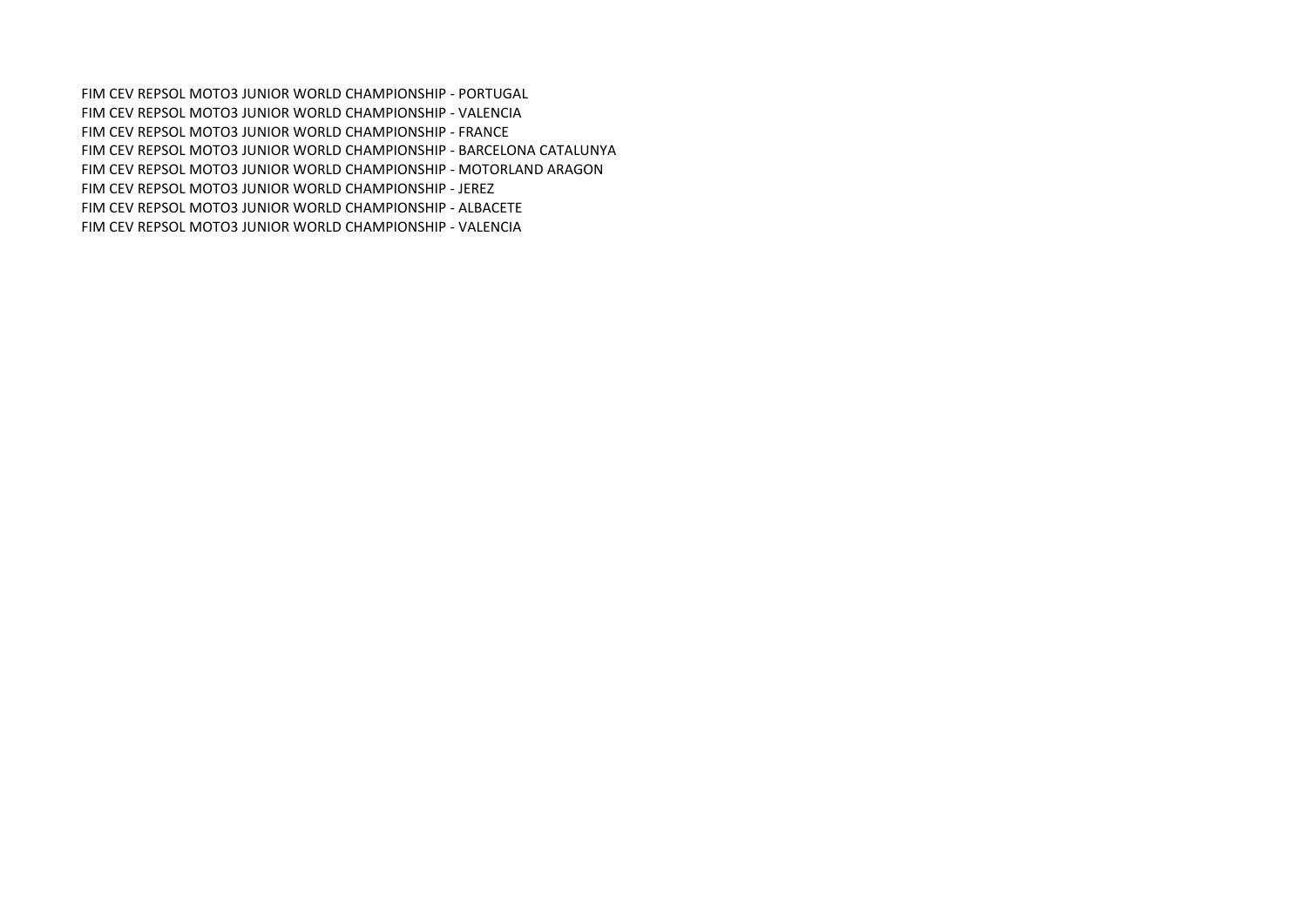FIM CEV REPSOL MOTO3 JUNIOR WORLD CHAMPIONSHIP - PORTUGAL
FIM CEV REPSOL MOTO3 JUNIOR WORLD CHAMPIONSHIP - VALENCIA
FIM CEV REPSOL MOTO3 JUNIOR WORLD CHAMPIONSHIP - FRANCE
FIM CEV REPSOL MOTO3 JUNIOR WORLD CHAMPIONSHIP - BARCELONA CATALUNYA
FIM CEV REPSOL MOTO3 JUNIOR WORLD CHAMPIONSHIP - MOTORLAND ARAGON
FIM CEV REPSOL MOTO3 JUNIOR WORLD CHAMPIONSHIP - JEREZ
FIM CEV REPSOL MOTO3 JUNIOR WORLD CHAMPIONSHIP - ALBACETE
FIM CEV REPSOL MOTO3 JUNIOR WORLD CHAMPIONSHIP - VALENCIA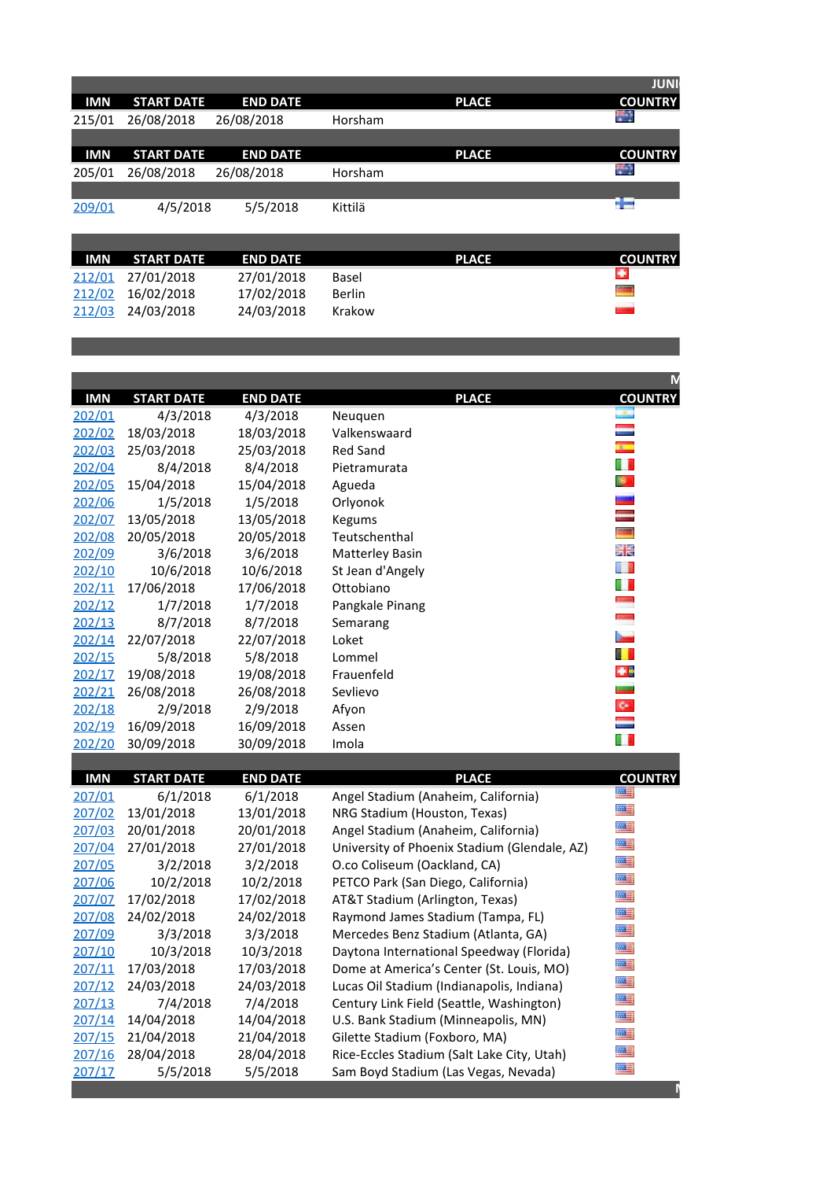| IMN | START DATE | END DATE | PLACE | COUNTRY |
|---|---|---|---|---|
| 215/01 | 26/08/2018 | 26/08/2018 | Horsham | |

| IMN | START DATE | END DATE | PLACE | COUNTRY |
|---|---|---|---|---|
| 205/01 | 26/08/2018 | 26/08/2018 | Horsham | |
| 209/01 | 4/5/2018 | 5/5/2018 | Kittilä | |

| IMN | START DATE | END DATE | PLACE | COUNTRY |
|---|---|---|---|---|
| 212/01 | 27/01/2018 | 27/01/2018 | Basel | |
| 212/02 | 16/02/2018 | 17/02/2018 | Berlin | |
| 212/03 | 24/03/2018 | 24/03/2018 | Krakow | |

| IMN | START DATE | END DATE | PLACE | COUNTRY |
|---|---|---|---|---|
| 202/01 | 4/3/2018 | 4/3/2018 | Neuquen | |
| 202/02 | 18/03/2018 | 18/03/2018 | Valkenswaard | |
| 202/03 | 25/03/2018 | 25/03/2018 | Red Sand | |
| 202/04 | 8/4/2018 | 8/4/2018 | Pietramurata | |
| 202/05 | 15/04/2018 | 15/04/2018 | Agueda | |
| 202/06 | 1/5/2018 | 1/5/2018 | Orlyonok | |
| 202/07 | 13/05/2018 | 13/05/2018 | Kegums | |
| 202/08 | 20/05/2018 | 20/05/2018 | Teutschenthal | |
| 202/09 | 3/6/2018 | 3/6/2018 | Matterley Basin | |
| 202/10 | 10/6/2018 | 10/6/2018 | St Jean d'Angely | |
| 202/11 | 17/06/2018 | 17/06/2018 | Ottobiano | |
| 202/12 | 1/7/2018 | 1/7/2018 | Pangkale Pinang | |
| 202/13 | 8/7/2018 | 8/7/2018 | Semarang | |
| 202/14 | 22/07/2018 | 22/07/2018 | Loket | |
| 202/15 | 5/8/2018 | 5/8/2018 | Lommel | |
| 202/17 | 19/08/2018 | 19/08/2018 | Frauenfeld | |
| 202/21 | 26/08/2018 | 26/08/2018 | Sevlievo | |
| 202/18 | 2/9/2018 | 2/9/2018 | Afyon | |
| 202/19 | 16/09/2018 | 16/09/2018 | Assen | |
| 202/20 | 30/09/2018 | 30/09/2018 | Imola | |

| IMN | START DATE | END DATE | PLACE | COUNTRY |
|---|---|---|---|---|
| 207/01 | 6/1/2018 | 6/1/2018 | Angel Stadium (Anaheim, California) | |
| 207/02 | 13/01/2018 | 13/01/2018 | NRG Stadium (Houston, Texas) | |
| 207/03 | 20/01/2018 | 20/01/2018 | Angel Stadium (Anaheim, California) | |
| 207/04 | 27/01/2018 | 27/01/2018 | University of Phoenix Stadium (Glendale, AZ) | |
| 207/05 | 3/2/2018 | 3/2/2018 | O.co Coliseum (Oackland, CA) | |
| 207/06 | 10/2/2018 | 10/2/2018 | PETCO Park (San Diego, California) | |
| 207/07 | 17/02/2018 | 17/02/2018 | AT&T Stadium (Arlington, Texas) | |
| 207/08 | 24/02/2018 | 24/02/2018 | Raymond James Stadium (Tampa, FL) | |
| 207/09 | 3/3/2018 | 3/3/2018 | Mercedes Benz Stadium (Atlanta, GA) | |
| 207/10 | 10/3/2018 | 10/3/2018 | Daytona International Speedway (Florida) | |
| 207/11 | 17/03/2018 | 17/03/2018 | Dome at America's Center (St. Louis, MO) | |
| 207/12 | 24/03/2018 | 24/03/2018 | Lucas Oil Stadium (Indianapolis, Indiana) | |
| 207/13 | 7/4/2018 | 7/4/2018 | Century Link Field (Seattle, Washington) | |
| 207/14 | 14/04/2018 | 14/04/2018 | U.S. Bank Stadium (Minneapolis, MN) | |
| 207/15 | 21/04/2018 | 21/04/2018 | Gilette Stadium (Foxboro, MA) | |
| 207/16 | 28/04/2018 | 28/04/2018 | Rice-Eccles Stadium (Salt Lake City, Utah) | |
| 207/17 | 5/5/2018 | 5/5/2018 | Sam Boyd Stadium (Las Vegas, Nevada) | |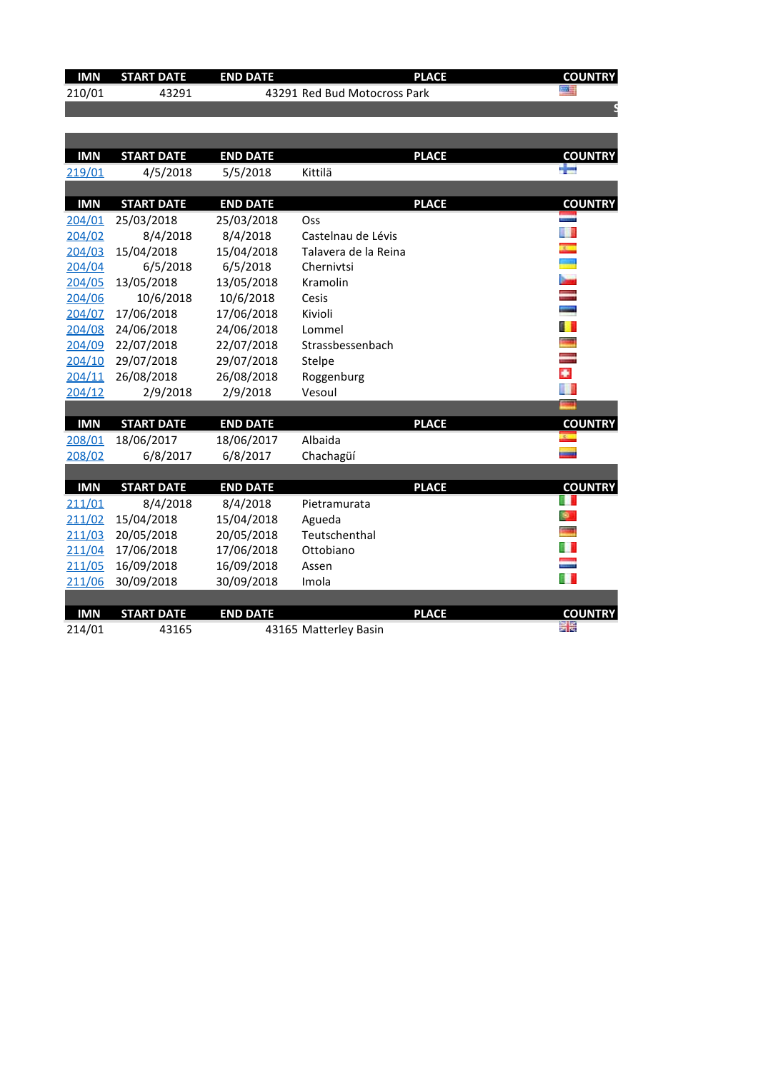| IMN | START DATE | END DATE | PLACE | COUNTRY |
|---|---|---|---|---|
| 210/01 | 43291 | 43291 | Red Bud Motocross Park | |

| IMN | START DATE | END DATE | PLACE | COUNTRY |
|---|---|---|---|---|
| 219/01 | 4/5/2018 | 5/5/2018 | Kittilä | |

| IMN | START DATE | END DATE | PLACE | COUNTRY |
|---|---|---|---|---|
| 204/01 | 25/03/2018 | 25/03/2018 | Oss | |
| 204/02 | 8/4/2018 | 8/4/2018 | Castelnau de Lévis | |
| 204/03 | 15/04/2018 | 15/04/2018 | Talavera de la Reina | |
| 204/04 | 6/5/2018 | 6/5/2018 | Chernivtsi | |
| 204/05 | 13/05/2018 | 13/05/2018 | Kramolin | |
| 204/06 | 10/6/2018 | 10/6/2018 | Cesis | |
| 204/07 | 17/06/2018 | 17/06/2018 | Kivioli | |
| 204/08 | 24/06/2018 | 24/06/2018 | Lommel | |
| 204/09 | 22/07/2018 | 22/07/2018 | Strassbessenbach | |
| 204/10 | 29/07/2018 | 29/07/2018 | Stelpe | |
| 204/11 | 26/08/2018 | 26/08/2018 | Roggenburg | |
| 204/12 | 2/9/2018 | 2/9/2018 | Vesoul | |

| IMN | START DATE | END DATE | PLACE | COUNTRY |
|---|---|---|---|---|
| 208/01 | 18/06/2017 | 18/06/2017 | Albaida | |
| 208/02 | 6/8/2017 | 6/8/2017 | Chachagüí | |

| IMN | START DATE | END DATE | PLACE | COUNTRY |
|---|---|---|---|---|
| 211/01 | 8/4/2018 | 8/4/2018 | Pietramurata | |
| 211/02 | 15/04/2018 | 15/04/2018 | Agueda | |
| 211/03 | 20/05/2018 | 20/05/2018 | Teutschenthal | |
| 211/04 | 17/06/2018 | 17/06/2018 | Ottobiano | |
| 211/05 | 16/09/2018 | 16/09/2018 | Assen | |
| 211/06 | 30/09/2018 | 30/09/2018 | Imola | |

| IMN | START DATE | END DATE | PLACE | COUNTRY |
|---|---|---|---|---|
| 214/01 | 43165 | 43165 | Matterley Basin | |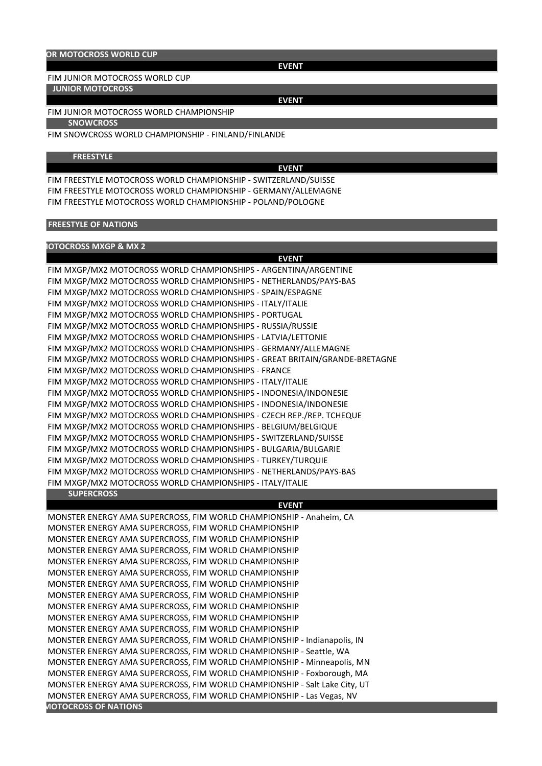## OR MOTOCROSS WORLD CUP

| EVENT |
|---|
| FIM JUNIOR MOTOCROSS WORLD CUP |

## JUNIOR MOTOCROSS

| EVENT |
|---|
| FIM JUNIOR MOTOCROSS WORLD CHAMPIONSHIP |

## SNOWCROSS

FIM SNOWCROSS WORLD CHAMPIONSHIP - FINLAND/FINLANDE

## FREESTYLE

| EVENT |
|---|
| FIM FREESTYLE MOTOCROSS WORLD CHAMPIONSHIP - SWITZERLAND/SUISSE |
| FIM FREESTYLE MOTOCROSS WORLD CHAMPIONSHIP - GERMANY/ALLEMAGNE |
| FIM FREESTYLE MOTOCROSS WORLD CHAMPIONSHIP - POLAND/POLOGNE |

## FREESTYLE OF NATIONS

## IOTOCROSS MXGP & MX 2

| EVENT |
|---|
| FIM MXGP/MX2 MOTOCROSS WORLD CHAMPIONSHIPS - ARGENTINA/ARGENTINE |
| FIM MXGP/MX2 MOTOCROSS WORLD CHAMPIONSHIPS - NETHERLANDS/PAYS-BAS |
| FIM MXGP/MX2 MOTOCROSS WORLD CHAMPIONSHIPS - SPAIN/ESPAGNE |
| FIM MXGP/MX2 MOTOCROSS WORLD CHAMPIONSHIPS - ITALY/ITALIE |
| FIM MXGP/MX2 MOTOCROSS WORLD CHAMPIONSHIPS - PORTUGAL |
| FIM MXGP/MX2 MOTOCROSS WORLD CHAMPIONSHIPS - RUSSIA/RUSSIE |
| FIM MXGP/MX2 MOTOCROSS WORLD CHAMPIONSHIPS - LATVIA/LETTONIE |
| FIM MXGP/MX2 MOTOCROSS WORLD CHAMPIONSHIPS - GERMANY/ALLEMAGNE |
| FIM MXGP/MX2 MOTOCROSS WORLD CHAMPIONSHIPS - GREAT BRITAIN/GRANDE-BRETAGNE |
| FIM MXGP/MX2 MOTOCROSS WORLD CHAMPIONSHIPS - FRANCE |
| FIM MXGP/MX2 MOTOCROSS WORLD CHAMPIONSHIPS - ITALY/ITALIE |
| FIM MXGP/MX2 MOTOCROSS WORLD CHAMPIONSHIPS - INDONESIA/INDONESIE |
| FIM MXGP/MX2 MOTOCROSS WORLD CHAMPIONSHIPS - INDONESIA/INDONESIE |
| FIM MXGP/MX2 MOTOCROSS WORLD CHAMPIONSHIPS - CZECH REP./REP. TCHEQUE |
| FIM MXGP/MX2 MOTOCROSS WORLD CHAMPIONSHIPS - BELGIUM/BELGIQUE |
| FIM MXGP/MX2 MOTOCROSS WORLD CHAMPIONSHIPS - SWITZERLAND/SUISSE |
| FIM MXGP/MX2 MOTOCROSS WORLD CHAMPIONSHIPS - BULGARIA/BULGARIE |
| FIM MXGP/MX2 MOTOCROSS WORLD CHAMPIONSHIPS - TURKEY/TURQUIE |
| FIM MXGP/MX2 MOTOCROSS WORLD CHAMPIONSHIPS - NETHERLANDS/PAYS-BAS |
| FIM MXGP/MX2 MOTOCROSS WORLD CHAMPIONSHIPS - ITALY/ITALIE |

## SUPERCROSS

| EVENT |
|---|
| MONSTER ENERGY AMA SUPERCROSS, FIM WORLD CHAMPIONSHIP - Anaheim, CA |
| MONSTER ENERGY AMA SUPERCROSS, FIM WORLD CHAMPIONSHIP |
| MONSTER ENERGY AMA SUPERCROSS, FIM WORLD CHAMPIONSHIP |
| MONSTER ENERGY AMA SUPERCROSS, FIM WORLD CHAMPIONSHIP |
| MONSTER ENERGY AMA SUPERCROSS, FIM WORLD CHAMPIONSHIP |
| MONSTER ENERGY AMA SUPERCROSS, FIM WORLD CHAMPIONSHIP |
| MONSTER ENERGY AMA SUPERCROSS, FIM WORLD CHAMPIONSHIP |
| MONSTER ENERGY AMA SUPERCROSS, FIM WORLD CHAMPIONSHIP |
| MONSTER ENERGY AMA SUPERCROSS, FIM WORLD CHAMPIONSHIP |
| MONSTER ENERGY AMA SUPERCROSS, FIM WORLD CHAMPIONSHIP |
| MONSTER ENERGY AMA SUPERCROSS, FIM WORLD CHAMPIONSHIP |
| MONSTER ENERGY AMA SUPERCROSS, FIM WORLD CHAMPIONSHIP - Indianapolis, IN |
| MONSTER ENERGY AMA SUPERCROSS, FIM WORLD CHAMPIONSHIP - Seattle, WA |
| MONSTER ENERGY AMA SUPERCROSS, FIM WORLD CHAMPIONSHIP - Minneapolis, MN |
| MONSTER ENERGY AMA SUPERCROSS, FIM WORLD CHAMPIONSHIP - Foxborough, MA |
| MONSTER ENERGY AMA SUPERCROSS, FIM WORLD CHAMPIONSHIP - Salt Lake City, UT |
| MONSTER ENERGY AMA SUPERCROSS, FIM WORLD CHAMPIONSHIP - Las Vegas, NV |

## IOTOCROSS OF NATIONS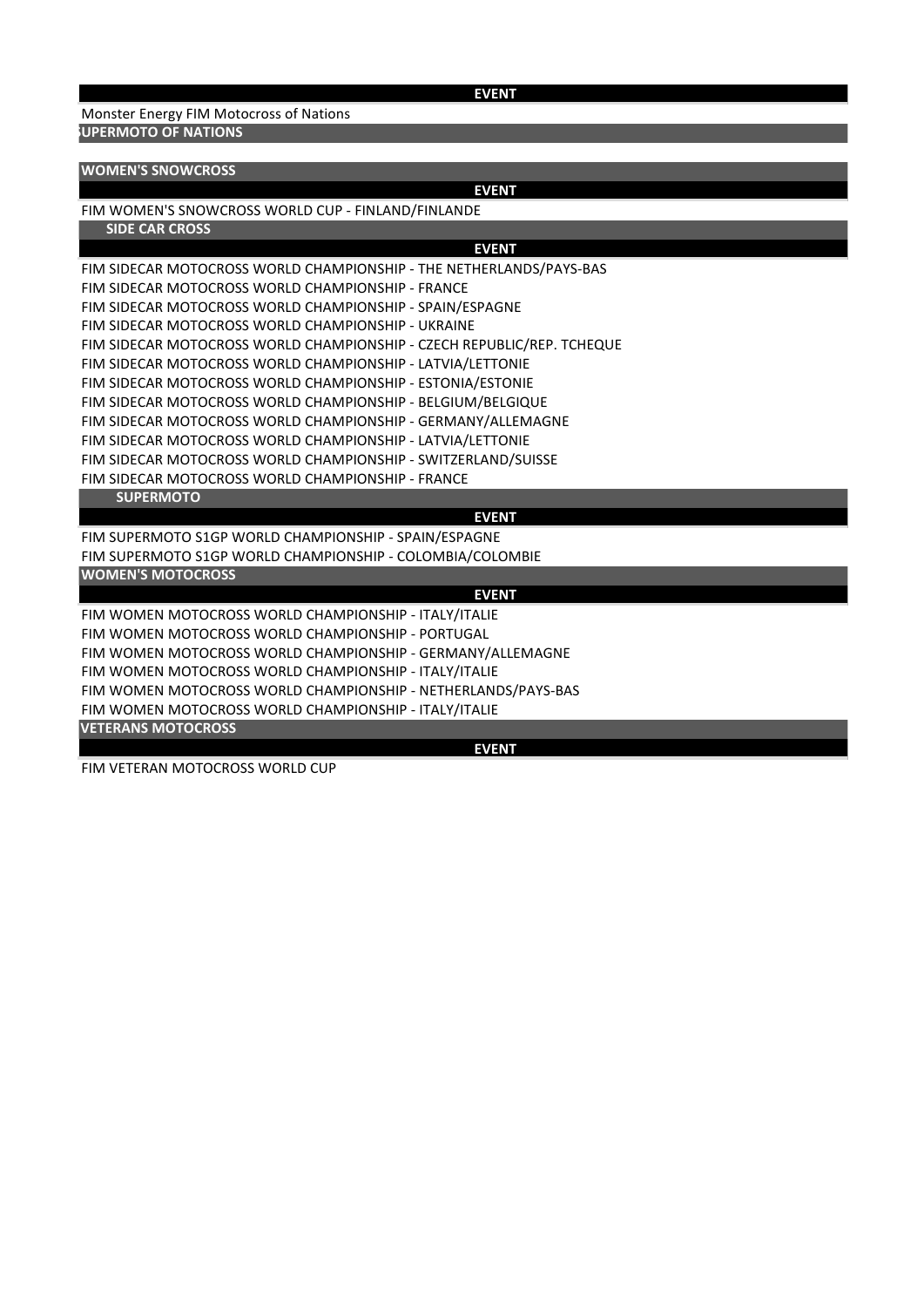| EVENT |
|---|
| Monster Energy FIM Motocross of Nations |

## SUPERMOTO OF NATIONS

## WOMEN'S SNOWCROSS

| EVENT |
|---|
| FIM WOMEN'S SNOWCROSS WORLD CUP - FINLAND/FINLANDE |

## SIDE CAR CROSS

| EVENT |
|---|
| FIM SIDECAR MOTOCROSS WORLD CHAMPIONSHIP - THE NETHERLANDS/PAYS-BAS |
| FIM SIDECAR MOTOCROSS WORLD CHAMPIONSHIP - FRANCE |
| FIM SIDECAR MOTOCROSS WORLD CHAMPIONSHIP - SPAIN/ESPAGNE |
| FIM SIDECAR MOTOCROSS WORLD CHAMPIONSHIP - UKRAINE |
| FIM SIDECAR MOTOCROSS WORLD CHAMPIONSHIP - CZECH REPUBLIC/REP. TCHEQUE |
| FIM SIDECAR MOTOCROSS WORLD CHAMPIONSHIP - LATVIA/LETTONIE |
| FIM SIDECAR MOTOCROSS WORLD CHAMPIONSHIP - ESTONIA/ESTONIE |
| FIM SIDECAR MOTOCROSS WORLD CHAMPIONSHIP - BELGIUM/BELGIQUE |
| FIM SIDECAR MOTOCROSS WORLD CHAMPIONSHIP - GERMANY/ALLEMAGNE |
| FIM SIDECAR MOTOCROSS WORLD CHAMPIONSHIP - LATVIA/LETTONIE |
| FIM SIDECAR MOTOCROSS WORLD CHAMPIONSHIP - SWITZERLAND/SUISSE |
| FIM SIDECAR MOTOCROSS WORLD CHAMPIONSHIP - FRANCE |

## SUPERMOTO

| EVENT |
|---|
| FIM SUPERMOTO S1GP WORLD CHAMPIONSHIP - SPAIN/ESPAGNE |
| FIM SUPERMOTO S1GP WORLD CHAMPIONSHIP - COLOMBIA/COLOMBIE |

## WOMEN'S MOTOCROSS

| EVENT |
|---|
| FIM WOMEN MOTOCROSS WORLD CHAMPIONSHIP - ITALY/ITALIE |
| FIM WOMEN MOTOCROSS WORLD CHAMPIONSHIP - PORTUGAL |
| FIM WOMEN MOTOCROSS WORLD CHAMPIONSHIP - GERMANY/ALLEMAGNE |
| FIM WOMEN MOTOCROSS WORLD CHAMPIONSHIP - ITALY/ITALIE |
| FIM WOMEN MOTOCROSS WORLD CHAMPIONSHIP - NETHERLANDS/PAYS-BAS |
| FIM WOMEN MOTOCROSS WORLD CHAMPIONSHIP - ITALY/ITALIE |

## VETERANS MOTOCROSS

| EVENT |
|---|
| FIM VETERAN MOTOCROSS WORLD CUP |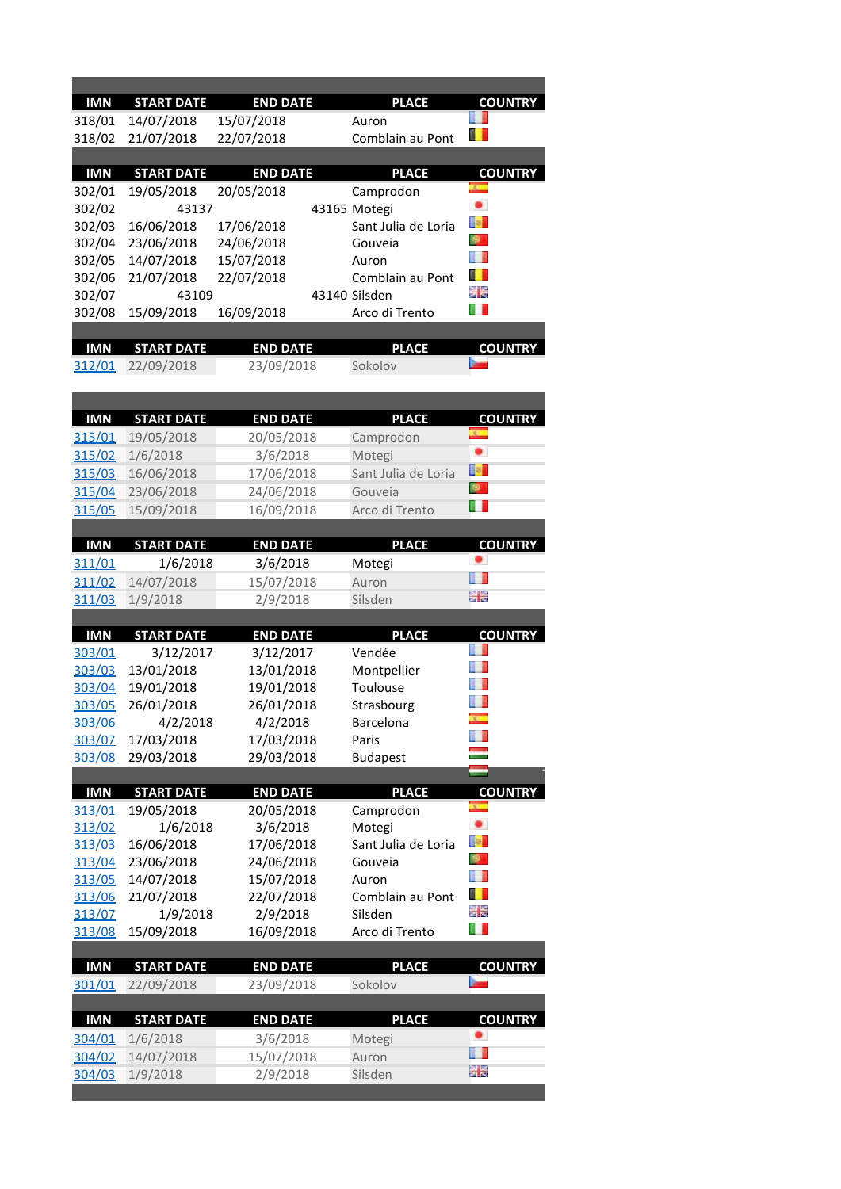| IMN | START DATE | END DATE | PLACE | COUNTRY |
|---|---|---|---|---|
| 318/01 | 14/07/2018 | 15/07/2018 | Auron | |
| 318/02 | 21/07/2018 | 22/07/2018 | Comblain au Pont | |

| IMN | START DATE | END DATE | PLACE | COUNTRY |
|---|---|---|---|---|
| 302/01 | 19/05/2018 | 20/05/2018 | Camprodon | |
| 302/02 | 43137 | 43165 | Motegi | |
| 302/03 | 16/06/2018 | 17/06/2018 | Sant Julia de Loria | |
| 302/04 | 23/06/2018 | 24/06/2018 | Gouveia | |
| 302/05 | 14/07/2018 | 15/07/2018 | Auron | |
| 302/06 | 21/07/2018 | 22/07/2018 | Comblain au Pont | |
| 302/07 | 43109 | 43140 | Silsden | |
| 302/08 | 15/09/2018 | 16/09/2018 | Arco di Trento | |

| IMN | START DATE | END DATE | PLACE | COUNTRY |
|---|---|---|---|---|
| 312/01 | 22/09/2018 | 23/09/2018 | Sokolov | |

| IMN | START DATE | END DATE | PLACE | COUNTRY |
|---|---|---|---|---|
| 315/01 | 19/05/2018 | 20/05/2018 | Camprodon | |
| 315/02 | 1/6/2018 | 3/6/2018 | Motegi | |
| 315/03 | 16/06/2018 | 17/06/2018 | Sant Julia de Loria | |
| 315/04 | 23/06/2018 | 24/06/2018 | Gouveia | |
| 315/05 | 15/09/2018 | 16/09/2018 | Arco di Trento | |

| IMN | START DATE | END DATE | PLACE | COUNTRY |
|---|---|---|---|---|
| 311/01 | 1/6/2018 | 3/6/2018 | Motegi | |
| 311/02 | 14/07/2018 | 15/07/2018 | Auron | |
| 311/03 | 1/9/2018 | 2/9/2018 | Silsden | |

| IMN | START DATE | END DATE | PLACE | COUNTRY |
|---|---|---|---|---|
| 303/01 | 3/12/2017 | 3/12/2017 | Vendée | |
| 303/03 | 13/01/2018 | 13/01/2018 | Montpellier | |
| 303/04 | 19/01/2018 | 19/01/2018 | Toulouse | |
| 303/05 | 26/01/2018 | 26/01/2018 | Strasbourg | |
| 303/06 | 4/2/2018 | 4/2/2018 | Barcelona | |
| 303/07 | 17/03/2018 | 17/03/2018 | Paris | |
| 303/08 | 29/03/2018 | 29/03/2018 | Budapest | |

| IMN | START DATE | END DATE | PLACE | COUNTRY |
|---|---|---|---|---|
| 313/01 | 19/05/2018 | 20/05/2018 | Camprodon | |
| 313/02 | 1/6/2018 | 3/6/2018 | Motegi | |
| 313/03 | 16/06/2018 | 17/06/2018 | Sant Julia de Loria | |
| 313/04 | 23/06/2018 | 24/06/2018 | Gouveia | |
| 313/05 | 14/07/2018 | 15/07/2018 | Auron | |
| 313/06 | 21/07/2018 | 22/07/2018 | Comblain au Pont | |
| 313/07 | 1/9/2018 | 2/9/2018 | Silsden | |
| 313/08 | 15/09/2018 | 16/09/2018 | Arco di Trento | |

| IMN | START DATE | END DATE | PLACE | COUNTRY |
|---|---|---|---|---|
| 301/01 | 22/09/2018 | 23/09/2018 | Sokolov | |

| IMN | START DATE | END DATE | PLACE | COUNTRY |
|---|---|---|---|---|
| 304/01 | 1/6/2018 | 3/6/2018 | Motegi | |
| 304/02 | 14/07/2018 | 15/07/2018 | Auron | |
| 304/03 | 1/9/2018 | 2/9/2018 | Silsden | |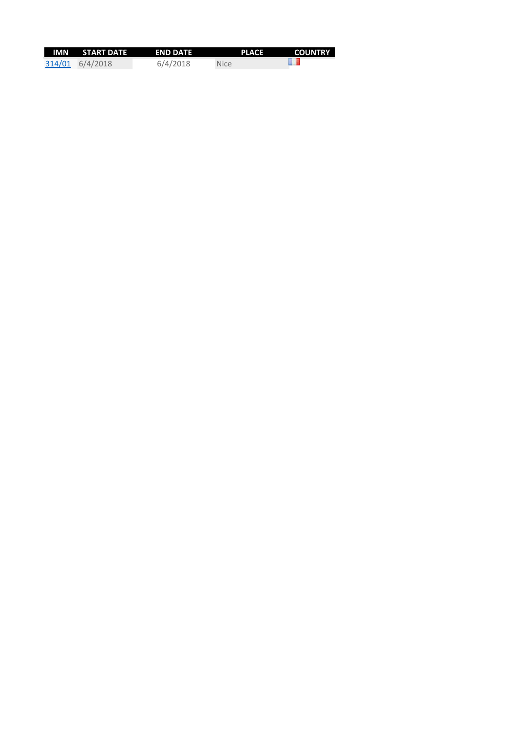| IMN | START DATE | END DATE | PLACE | COUNTRY |
|---|---|---|---|---|
| 314/01 | 6/4/2018 | 6/4/2018 | Nice | |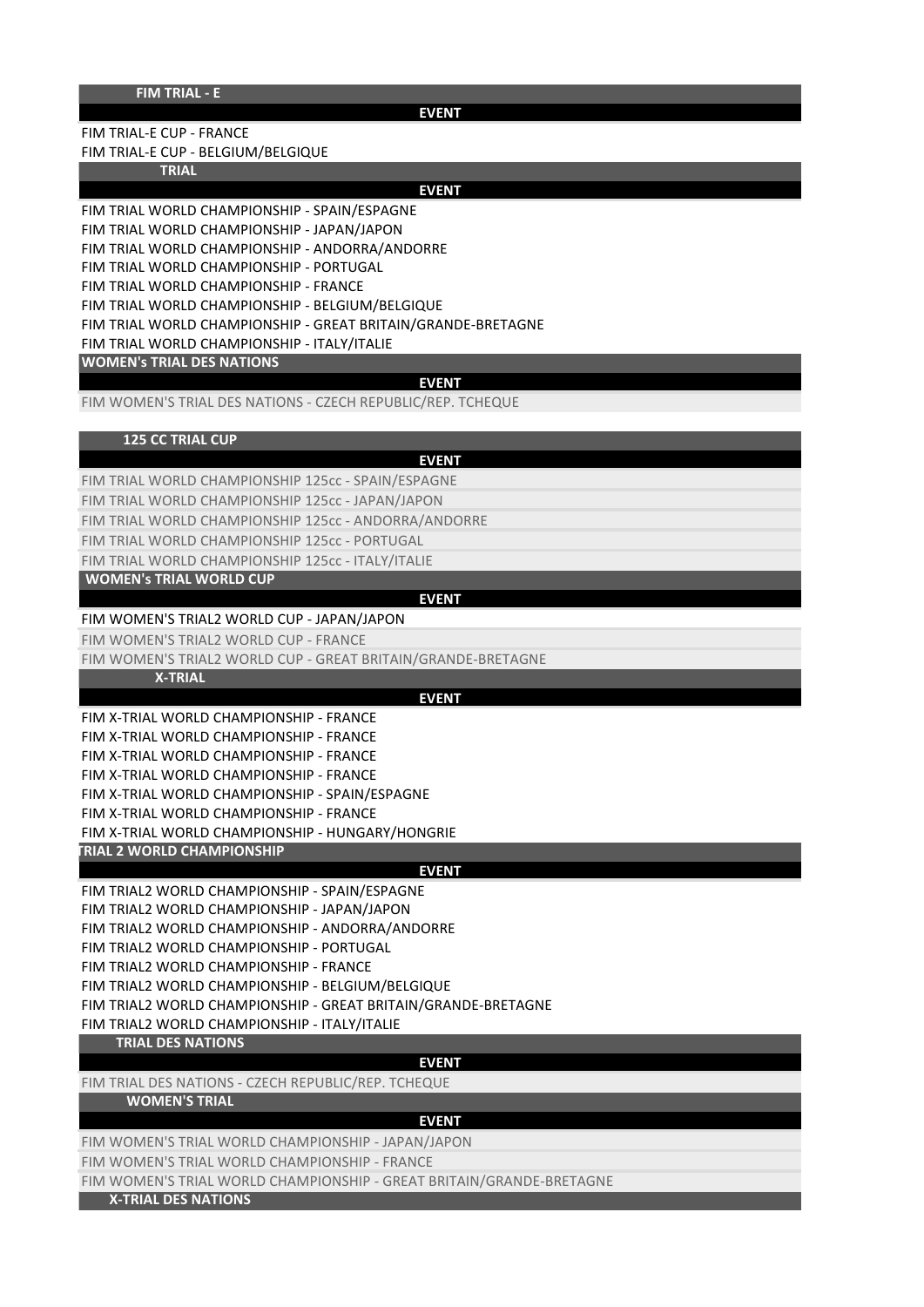## FIM TRIAL - E

| EVENT |
| --- |
| FIM TRIAL-E CUP - FRANCE |
| FIM TRIAL-E CUP - BELGIUM/BELGIQUE |

## TRIAL

| EVENT |
| --- |
| FIM TRIAL WORLD CHAMPIONSHIP - SPAIN/ESPAGNE |
| FIM TRIAL WORLD CHAMPIONSHIP - JAPAN/JAPON |
| FIM TRIAL WORLD CHAMPIONSHIP - ANDORRA/ANDORRE |
| FIM TRIAL WORLD CHAMPIONSHIP - PORTUGAL |
| FIM TRIAL WORLD CHAMPIONSHIP - FRANCE |
| FIM TRIAL WORLD CHAMPIONSHIP - BELGIUM/BELGIQUE |
| FIM TRIAL WORLD CHAMPIONSHIP - GREAT BRITAIN/GRANDE-BRETAGNE |
| FIM TRIAL WORLD CHAMPIONSHIP - ITALY/ITALIE |

## WOMEN's TRIAL DES NATIONS

| EVENT |
| --- |
| FIM WOMEN'S TRIAL DES NATIONS - CZECH REPUBLIC/REP. TCHEQUE |

## 125 CC TRIAL CUP

| EVENT |
| --- |
| FIM TRIAL WORLD CHAMPIONSHIP 125cc - SPAIN/ESPAGNE |
| FIM TRIAL WORLD CHAMPIONSHIP 125cc - JAPAN/JAPON |
| FIM TRIAL WORLD CHAMPIONSHIP 125cc - ANDORRA/ANDORRE |
| FIM TRIAL WORLD CHAMPIONSHIP 125cc - PORTUGAL |
| FIM TRIAL WORLD CHAMPIONSHIP 125cc - ITALY/ITALIE |

## WOMEN's TRIAL WORLD CUP

| EVENT |
| --- |
| FIM WOMEN'S TRIAL2 WORLD CUP - JAPAN/JAPON |
| FIM WOMEN'S TRIAL2 WORLD CUP - FRANCE |
| FIM WOMEN'S TRIAL2 WORLD CUP - GREAT BRITAIN/GRANDE-BRETAGNE |

## X-TRIAL

| EVENT |
| --- |
| FIM X-TRIAL WORLD CHAMPIONSHIP - FRANCE |
| FIM X-TRIAL WORLD CHAMPIONSHIP - FRANCE |
| FIM X-TRIAL WORLD CHAMPIONSHIP - FRANCE |
| FIM X-TRIAL WORLD CHAMPIONSHIP - FRANCE |
| FIM X-TRIAL WORLD CHAMPIONSHIP - SPAIN/ESPAGNE |
| FIM X-TRIAL WORLD CHAMPIONSHIP - FRANCE |
| FIM X-TRIAL WORLD CHAMPIONSHIP - HUNGARY/HONGRIE |

## TRIAL 2 WORLD CHAMPIONSHIP

| EVENT |
| --- |
| FIM TRIAL2 WORLD CHAMPIONSHIP - SPAIN/ESPAGNE |
| FIM TRIAL2 WORLD CHAMPIONSHIP - JAPAN/JAPON |
| FIM TRIAL2 WORLD CHAMPIONSHIP - ANDORRA/ANDORRE |
| FIM TRIAL2 WORLD CHAMPIONSHIP - PORTUGAL |
| FIM TRIAL2 WORLD CHAMPIONSHIP - FRANCE |
| FIM TRIAL2 WORLD CHAMPIONSHIP - BELGIUM/BELGIQUE |
| FIM TRIAL2 WORLD CHAMPIONSHIP - GREAT BRITAIN/GRANDE-BRETAGNE |
| FIM TRIAL2 WORLD CHAMPIONSHIP - ITALY/ITALIE |

## TRIAL DES NATIONS

| EVENT |
| --- |
| FIM TRIAL DES NATIONS - CZECH REPUBLIC/REP. TCHEQUE |

## WOMEN'S TRIAL

| EVENT |
| --- |
| FIM WOMEN'S TRIAL WORLD CHAMPIONSHIP - JAPAN/JAPON |
| FIM WOMEN'S TRIAL WORLD CHAMPIONSHIP - FRANCE |
| FIM WOMEN'S TRIAL WORLD CHAMPIONSHIP - GREAT BRITAIN/GRANDE-BRETAGNE |

## X-TRIAL DES NATIONS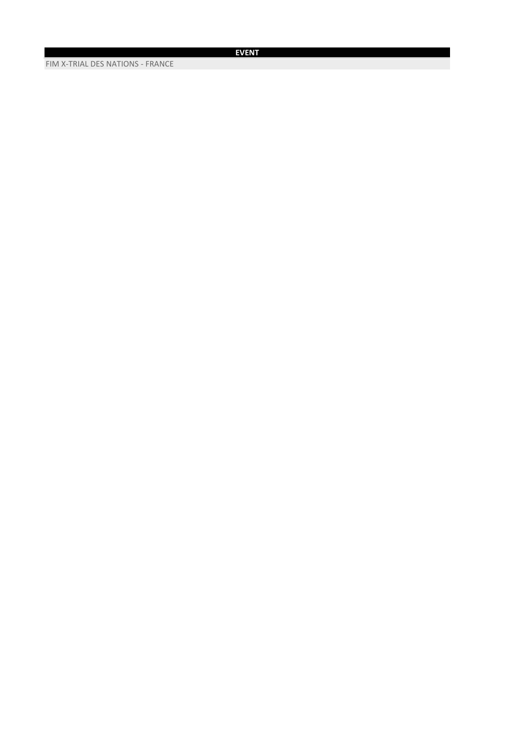| EVENT |
| --- |
| FIM X-TRIAL DES NATIONS - FRANCE |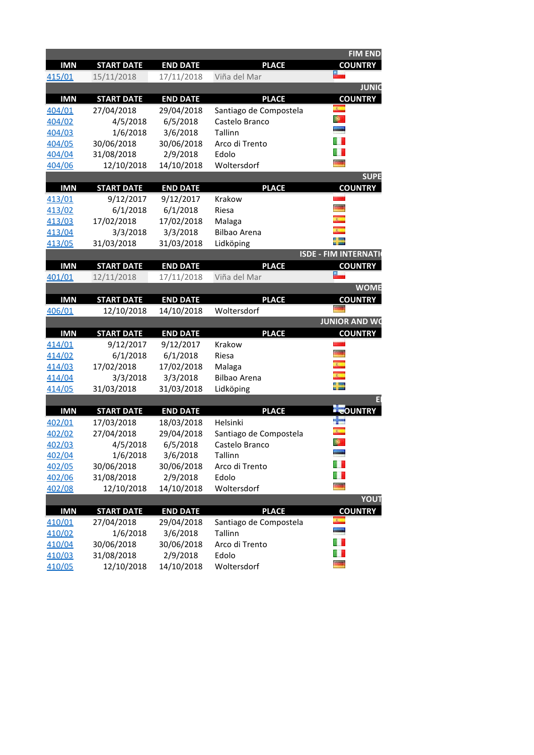**FIM END**

| IMN | START DATE | END DATE | PLACE | COUNTRY |
|---|---|---|---|---|
| 415/01 | 15/11/2018 | 17/11/2018 | Viña del Mar | |

**JUNIC**

| IMN | START DATE | END DATE | PLACE | COUNTRY |
|---|---|---|---|---|
| 404/01 | 27/04/2018 | 29/04/2018 | Santiago de Compostela | |
| 404/02 | 4/5/2018 | 6/5/2018 | Castelo Branco | |
| 404/03 | 1/6/2018 | 3/6/2018 | Tallinn | |
| 404/05 | 30/06/2018 | 30/06/2018 | Arco di Trento | |
| 404/04 | 31/08/2018 | 2/9/2018 | Edolo | |
| 404/06 | 12/10/2018 | 14/10/2018 | Woltersdorf | |

**SUPE**

| IMN | START DATE | END DATE | PLACE | COUNTRY |
|---|---|---|---|---|
| 413/01 | 9/12/2017 | 9/12/2017 | Krakow | |
| 413/02 | 6/1/2018 | 6/1/2018 | Riesa | |
| 413/03 | 17/02/2018 | 17/02/2018 | Malaga | |
| 413/04 | 3/3/2018 | 3/3/2018 | Bilbao Arena | |
| 413/05 | 31/03/2018 | 31/03/2018 | Lidköping | |

**ISDE - FIM INTERNATI**

| IMN | START DATE | END DATE | PLACE | COUNTRY |
|---|---|---|---|---|
| 401/01 | 12/11/2018 | 17/11/2018 | Viña del Mar | |

**WOME**

| IMN | START DATE | END DATE | PLACE | COUNTRY |
|---|---|---|---|---|
| 406/01 | 12/10/2018 | 14/10/2018 | Woltersdorf | |

**JUNIOR AND WC**

| IMN | START DATE | END DATE | PLACE | COUNTRY |
|---|---|---|---|---|
| 414/01 | 9/12/2017 | 9/12/2017 | Krakow | |
| 414/02 | 6/1/2018 | 6/1/2018 | Riesa | |
| 414/03 | 17/02/2018 | 17/02/2018 | Malaga | |
| 414/04 | 3/3/2018 | 3/3/2018 | Bilbao Arena | |
| 414/05 | 31/03/2018 | 31/03/2018 | Lidköping | |

**EI**

| IMN | START DATE | END DATE | PLACE | COUNTRY |
|---|---|---|---|---|
| 402/01 | 17/03/2018 | 18/03/2018 | Helsinki | |
| 402/02 | 27/04/2018 | 29/04/2018 | Santiago de Compostela | |
| 402/03 | 4/5/2018 | 6/5/2018 | Castelo Branco | |
| 402/04 | 1/6/2018 | 3/6/2018 | Tallinn | |
| 402/05 | 30/06/2018 | 30/06/2018 | Arco di Trento | |
| 402/06 | 31/08/2018 | 2/9/2018 | Edolo | |
| 402/08 | 12/10/2018 | 14/10/2018 | Woltersdorf | |

**YOUT**

| IMN | START DATE | END DATE | PLACE | COUNTRY |
|---|---|---|---|---|
| 410/01 | 27/04/2018 | 29/04/2018 | Santiago de Compostela | |
| 410/02 | 1/6/2018 | 3/6/2018 | Tallinn | |
| 410/04 | 30/06/2018 | 30/06/2018 | Arco di Trento | |
| 410/03 | 31/08/2018 | 2/9/2018 | Edolo | |
| 410/05 | 12/10/2018 | 14/10/2018 | Woltersdorf | |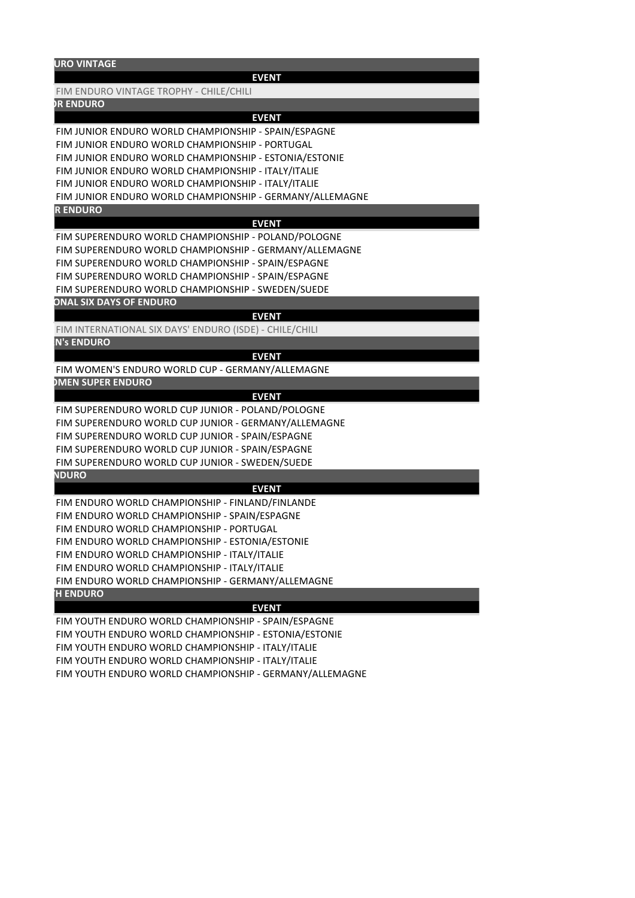**URO VINTAGE**

| EVENT |
| --- |
| FIM ENDURO VINTAGE TROPHY - CHILE/CHILI |

**R ENDURO**

| EVENT |
| --- |
| FIM JUNIOR ENDURO WORLD CHAMPIONSHIP - SPAIN/ESPAGNE |
| FIM JUNIOR ENDURO WORLD CHAMPIONSHIP - PORTUGAL |
| FIM JUNIOR ENDURO WORLD CHAMPIONSHIP - ESTONIA/ESTONIE |
| FIM JUNIOR ENDURO WORLD CHAMPIONSHIP - ITALY/ITALIE |
| FIM JUNIOR ENDURO WORLD CHAMPIONSHIP - ITALY/ITALIE |
| FIM JUNIOR ENDURO WORLD CHAMPIONSHIP - GERMANY/ALLEMAGNE |

**R ENDURO**

| EVENT |
| --- |
| FIM SUPERENDURO WORLD CHAMPIONSHIP - POLAND/POLOGNE |
| FIM SUPERENDURO WORLD CHAMPIONSHIP - GERMANY/ALLEMAGNE |
| FIM SUPERENDURO WORLD CHAMPIONSHIP - SPAIN/ESPAGNE |
| FIM SUPERENDURO WORLD CHAMPIONSHIP - SPAIN/ESPAGNE |
| FIM SUPERENDURO WORLD CHAMPIONSHIP - SWEDEN/SUEDE |

**ONAL SIX DAYS OF ENDURO**

| EVENT |
| --- |
| FIM INTERNATIONAL SIX DAYS' ENDURO (ISDE) - CHILE/CHILI |

**N's ENDURO**

| EVENT |
| --- |
| FIM WOMEN'S ENDURO WORLD CUP - GERMANY/ALLEMAGNE |

**MEN SUPER ENDURO**

| EVENT |
| --- |
| FIM SUPERENDURO WORLD CUP JUNIOR - POLAND/POLOGNE |
| FIM SUPERENDURO WORLD CUP JUNIOR - GERMANY/ALLEMAGNE |
| FIM SUPERENDURO WORLD CUP JUNIOR - SPAIN/ESPAGNE |
| FIM SUPERENDURO WORLD CUP JUNIOR - SPAIN/ESPAGNE |
| FIM SUPERENDURO WORLD CUP JUNIOR - SWEDEN/SUEDE |

**NDURO**

| EVENT |
| --- |
| FIM ENDURO WORLD CHAMPIONSHIP - FINLAND/FINLANDE |
| FIM ENDURO WORLD CHAMPIONSHIP - SPAIN/ESPAGNE |
| FIM ENDURO WORLD CHAMPIONSHIP - PORTUGAL |
| FIM ENDURO WORLD CHAMPIONSHIP - ESTONIA/ESTONIE |
| FIM ENDURO WORLD CHAMPIONSHIP - ITALY/ITALIE |
| FIM ENDURO WORLD CHAMPIONSHIP - ITALY/ITALIE |
| FIM ENDURO WORLD CHAMPIONSHIP - GERMANY/ALLEMAGNE |

**H ENDURO**

| EVENT |
| --- |
| FIM YOUTH ENDURO WORLD CHAMPIONSHIP - SPAIN/ESPAGNE |
| FIM YOUTH ENDURO WORLD CHAMPIONSHIP - ESTONIA/ESTONIE |
| FIM YOUTH ENDURO WORLD CHAMPIONSHIP - ITALY/ITALIE |
| FIM YOUTH ENDURO WORLD CHAMPIONSHIP - ITALY/ITALIE |
| FIM YOUTH ENDURO WORLD CHAMPIONSHIP - GERMANY/ALLEMAGNE |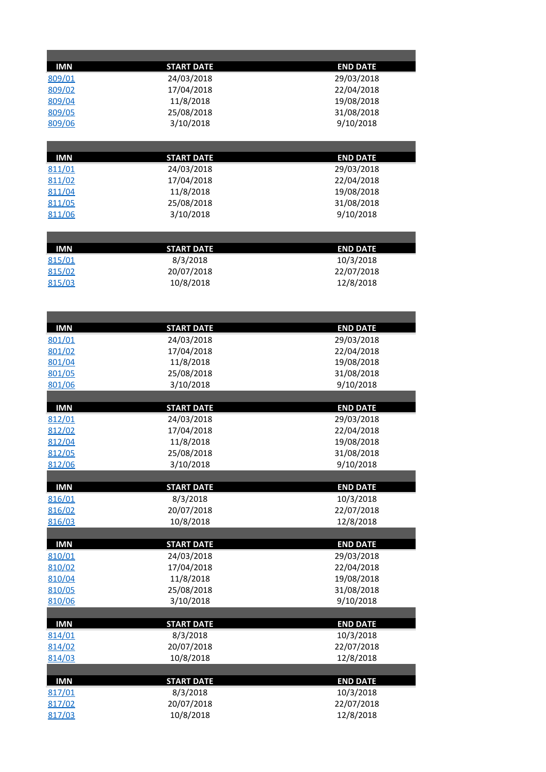| IMN | START DATE | END DATE |
|---|---|---|
| 809/01 | 24/03/2018 | 29/03/2018 |
| 809/02 | 17/04/2018 | 22/04/2018 |
| 809/04 | 11/8/2018 | 19/08/2018 |
| 809/05 | 25/08/2018 | 31/08/2018 |
| 809/06 | 3/10/2018 | 9/10/2018 |

| IMN | START DATE | END DATE |
|---|---|---|
| 811/01 | 24/03/2018 | 29/03/2018 |
| 811/02 | 17/04/2018 | 22/04/2018 |
| 811/04 | 11/8/2018 | 19/08/2018 |
| 811/05 | 25/08/2018 | 31/08/2018 |
| 811/06 | 3/10/2018 | 9/10/2018 |

| IMN | START DATE | END DATE |
|---|---|---|
| 815/01 | 8/3/2018 | 10/3/2018 |
| 815/02 | 20/07/2018 | 22/07/2018 |
| 815/03 | 10/8/2018 | 12/8/2018 |

| IMN | START DATE | END DATE |
|---|---|---|
| 801/01 | 24/03/2018 | 29/03/2018 |
| 801/02 | 17/04/2018 | 22/04/2018 |
| 801/04 | 11/8/2018 | 19/08/2018 |
| 801/05 | 25/08/2018 | 31/08/2018 |
| 801/06 | 3/10/2018 | 9/10/2018 |

| IMN | START DATE | END DATE |
|---|---|---|
| 812/01 | 24/03/2018 | 29/03/2018 |
| 812/02 | 17/04/2018 | 22/04/2018 |
| 812/04 | 11/8/2018 | 19/08/2018 |
| 812/05 | 25/08/2018 | 31/08/2018 |
| 812/06 | 3/10/2018 | 9/10/2018 |

| IMN | START DATE | END DATE |
|---|---|---|
| 816/01 | 8/3/2018 | 10/3/2018 |
| 816/02 | 20/07/2018 | 22/07/2018 |
| 816/03 | 10/8/2018 | 12/8/2018 |

| IMN | START DATE | END DATE |
|---|---|---|
| 810/01 | 24/03/2018 | 29/03/2018 |
| 810/02 | 17/04/2018 | 22/04/2018 |
| 810/04 | 11/8/2018 | 19/08/2018 |
| 810/05 | 25/08/2018 | 31/08/2018 |
| 810/06 | 3/10/2018 | 9/10/2018 |

| IMN | START DATE | END DATE |
|---|---|---|
| 814/01 | 8/3/2018 | 10/3/2018 |
| 814/02 | 20/07/2018 | 22/07/2018 |
| 814/03 | 10/8/2018 | 12/8/2018 |

| IMN | START DATE | END DATE |
|---|---|---|
| 817/01 | 8/3/2018 | 10/3/2018 |
| 817/02 | 20/07/2018 | 22/07/2018 |
| 817/03 | 10/8/2018 | 12/8/2018 |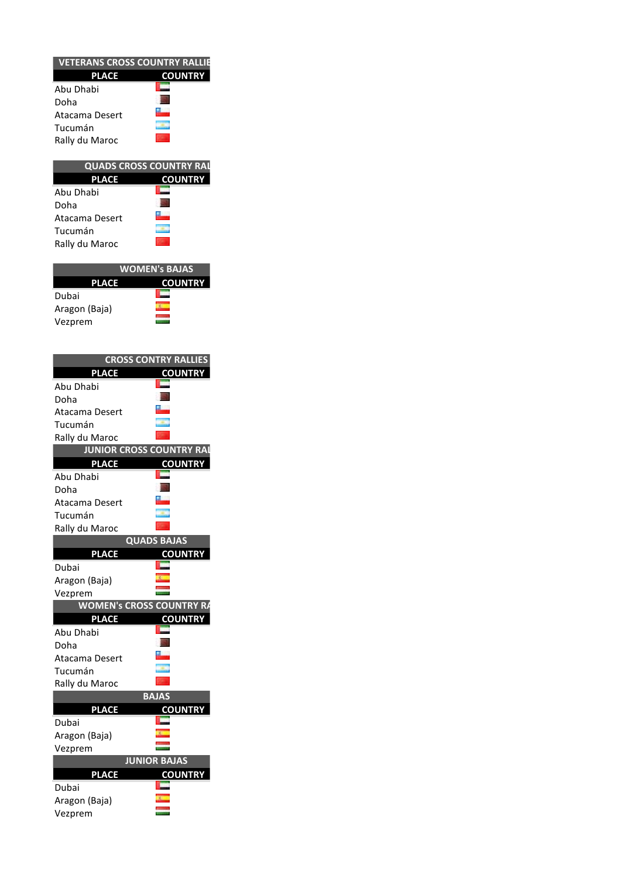| VETERANS CROSS COUNTRY RALLIE | |
|---|---|
| PLACE | COUNTRY |
| Abu Dhabi | |
| Doha | |
| Atacama Desert | |
| Tucumán | |
| Rally du Maroc | |

| QUADS CROSS COUNTRY RAL | |
|---|---|
| PLACE | COUNTRY |
| Abu Dhabi | |
| Doha | |
| Atacama Desert | |
| Tucumán | |
| Rally du Maroc | |

| WOMEN's BAJAS | |
|---|---|
| PLACE | COUNTRY |
| Dubai | |
| Aragon (Baja) | |
| Vezprem | |

| CROSS CONTRY RALLIES | |
|---|---|
| PLACE | COUNTRY |
| Abu Dhabi | |
| Doha | |
| Atacama Desert | |
| Tucumán | |
| Rally du Maroc | |

| JUNIOR CROSS COUNTRY RAL | |
|---|---|
| PLACE | COUNTRY |
| Abu Dhabi | |
| Doha | |
| Atacama Desert | |
| Tucumán | |
| Rally du Maroc | |

| QUADS BAJAS | |
|---|---|
| PLACE | COUNTRY |
| Dubai | |
| Aragon (Baja) | |
| Vezprem | |

| WOMEN's CROSS COUNTRY RA | |
|---|---|
| PLACE | COUNTRY |
| Abu Dhabi | |
| Doha | |
| Atacama Desert | |
| Tucumán | |
| Rally du Maroc | |

| BAJAS | |
|---|---|
| PLACE | COUNTRY |
| Dubai | |
| Aragon (Baja) | |
| Vezprem | |

| JUNIOR BAJAS | |
|---|---|
| PLACE | COUNTRY |
| Dubai | |
| Aragon (Baja) | |
| Vezprem | |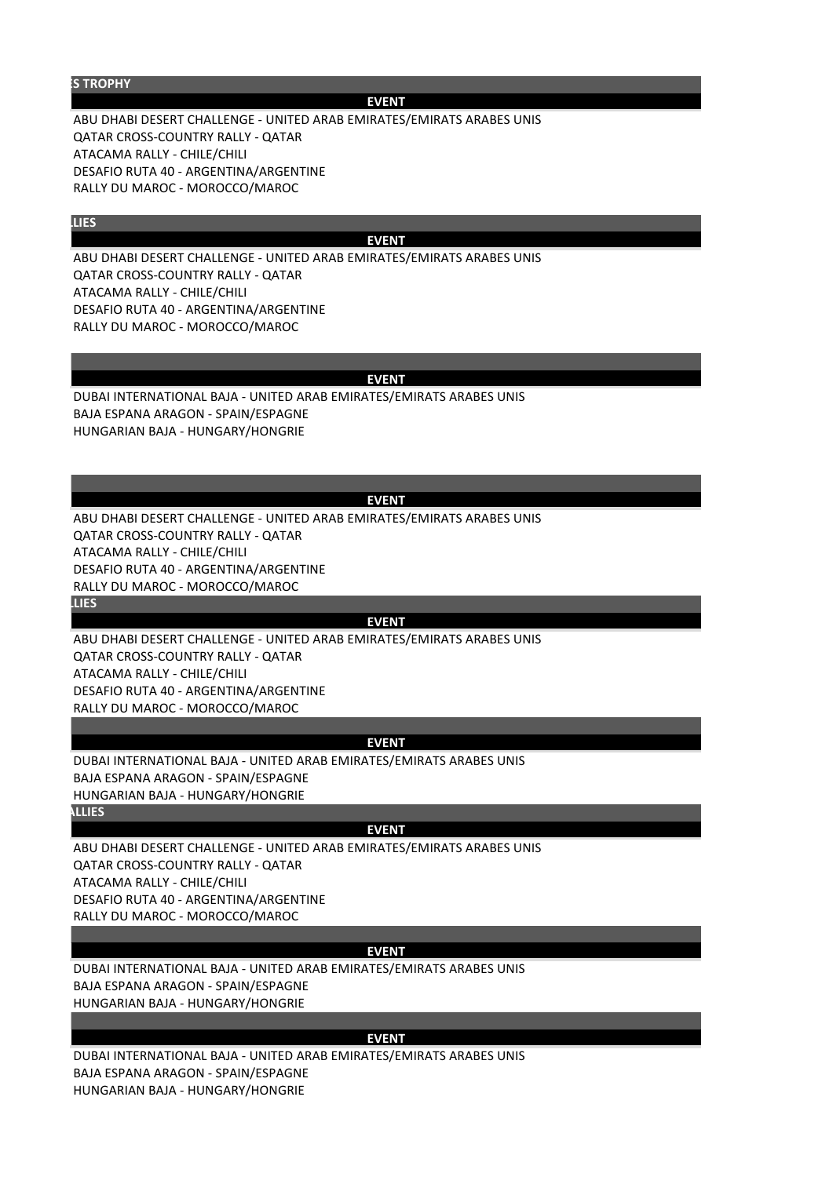## S TROPHY

| EVENT |
| --- |
| ABU DHABI DESERT CHALLENGE - UNITED ARAB EMIRATES/EMIRATS ARABES UNIS |
| QATAR CROSS-COUNTRY RALLY - QATAR |
| ATACAMA RALLY - CHILE/CHILI |
| DESAFIO RUTA 40 - ARGENTINA/ARGENTINE |
| RALLY DU MAROC - MOROCCO/MAROC |

## LIES

| EVENT |
| --- |
| ABU DHABI DESERT CHALLENGE - UNITED ARAB EMIRATES/EMIRATS ARABES UNIS |
| QATAR CROSS-COUNTRY RALLY - QATAR |
| ATACAMA RALLY - CHILE/CHILI |
| DESAFIO RUTA 40 - ARGENTINA/ARGENTINE |
| RALLY DU MAROC - MOROCCO/MAROC |

| EVENT |
| --- |
| DUBAI INTERNATIONAL BAJA - UNITED ARAB EMIRATES/EMIRATS ARABES UNIS |
| BAJA ESPANA ARAGON - SPAIN/ESPAGNE |
| HUNGARIAN BAJA - HUNGARY/HONGRIE |

| EVENT |
| --- |
| ABU DHABI DESERT CHALLENGE - UNITED ARAB EMIRATES/EMIRATS ARABES UNIS |
| QATAR CROSS-COUNTRY RALLY - QATAR |
| ATACAMA RALLY - CHILE/CHILI |
| DESAFIO RUTA 40 - ARGENTINA/ARGENTINE |
| RALLY DU MAROC - MOROCCO/MAROC |

## LIES

| EVENT |
| --- |
| ABU DHABI DESERT CHALLENGE - UNITED ARAB EMIRATES/EMIRATS ARABES UNIS |
| QATAR CROSS-COUNTRY RALLY - QATAR |
| ATACAMA RALLY - CHILE/CHILI |
| DESAFIO RUTA 40 - ARGENTINA/ARGENTINE |
| RALLY DU MAROC - MOROCCO/MAROC |

| EVENT |
| --- |
| DUBAI INTERNATIONAL BAJA - UNITED ARAB EMIRATES/EMIRATS ARABES UNIS |
| BAJA ESPANA ARAGON - SPAIN/ESPAGNE |
| HUNGARIAN BAJA - HUNGARY/HONGRIE |

## LLIES

| EVENT |
| --- |
| ABU DHABI DESERT CHALLENGE - UNITED ARAB EMIRATES/EMIRATS ARABES UNIS |
| QATAR CROSS-COUNTRY RALLY - QATAR |
| ATACAMA RALLY - CHILE/CHILI |
| DESAFIO RUTA 40 - ARGENTINA/ARGENTINE |
| RALLY DU MAROC - MOROCCO/MAROC |

| EVENT |
| --- |
| DUBAI INTERNATIONAL BAJA - UNITED ARAB EMIRATES/EMIRATS ARABES UNIS |
| BAJA ESPANA ARAGON - SPAIN/ESPAGNE |
| HUNGARIAN BAJA - HUNGARY/HONGRIE |

| EVENT |
| --- |
| DUBAI INTERNATIONAL BAJA - UNITED ARAB EMIRATES/EMIRATS ARABES UNIS |
| BAJA ESPANA ARAGON - SPAIN/ESPAGNE |
| HUNGARIAN BAJA - HUNGARY/HONGRIE |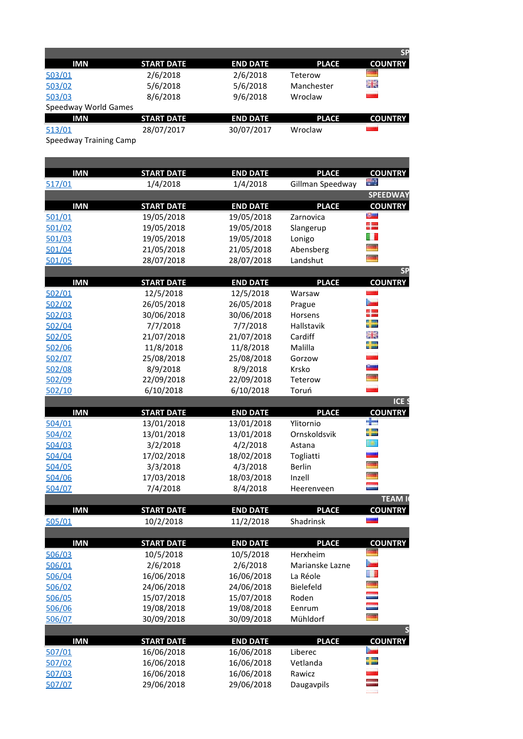| | | | | SP |
|---|---|---|---|---|
| **IMN** | **START DATE** | **END DATE** | **PLACE** | **COUNTRY** |
| 503/01 | 2/6/2018 | 2/6/2018 | Teterow | |
| 503/02 | 5/6/2018 | 5/6/2018 | Manchester | |
| 503/03 | 8/6/2018 | 9/6/2018 | Wroclaw | |

Speedway World Games

| **IMN** | **START DATE** | **END DATE** | **PLACE** | **COUNTRY** |
|---|---|---|---|---|
| 513/01 | 28/07/2017 | 30/07/2017 | Wroclaw | |

Speedway Training Camp

| **IMN** | **START DATE** | **END DATE** | **PLACE** | **COUNTRY** |
|---|---|---|---|---|
| 517/01 | 1/4/2018 | 1/4/2018 | Gillman Speedway | |

| | | | | SPEEDWAY |
|---|---|---|---|---|
| **IMN** | **START DATE** | **END DATE** | **PLACE** | **COUNTRY** |
| 501/01 | 19/05/2018 | 19/05/2018 | Zarnovica | |
| 501/02 | 19/05/2018 | 19/05/2018 | Slangerup | |
| 501/03 | 19/05/2018 | 19/05/2018 | Lonigo | |
| 501/04 | 21/05/2018 | 21/05/2018 | Abensberg | |
| 501/05 | 28/07/2018 | 28/07/2018 | Landshut | |

| | | | | SP |
|---|---|---|---|---|
| **IMN** | **START DATE** | **END DATE** | **PLACE** | **COUNTRY** |
| 502/01 | 12/5/2018 | 12/5/2018 | Warsaw | |
| 502/02 | 26/05/2018 | 26/05/2018 | Prague | |
| 502/03 | 30/06/2018 | 30/06/2018 | Horsens | |
| 502/04 | 7/7/2018 | 7/7/2018 | Hallstavik | |
| 502/05 | 21/07/2018 | 21/07/2018 | Cardiff | |
| 502/06 | 11/8/2018 | 11/8/2018 | Malilla | |
| 502/07 | 25/08/2018 | 25/08/2018 | Gorzow | |
| 502/08 | 8/9/2018 | 8/9/2018 | Krsko | |
| 502/09 | 22/09/2018 | 22/09/2018 | Teterow | |
| 502/10 | 6/10/2018 | 6/10/2018 | Toruń | |

| | | | | ICE S |
|---|---|---|---|---|
| **IMN** | **START DATE** | **END DATE** | **PLACE** | **COUNTRY** |
| 504/01 | 13/01/2018 | 13/01/2018 | Ylitornio | |
| 504/02 | 13/01/2018 | 13/01/2018 | Ornskoldsvik | |
| 504/03 | 3/2/2018 | 4/2/2018 | Astana | |
| 504/04 | 17/02/2018 | 18/02/2018 | Togliatti | |
| 504/05 | 3/3/2018 | 4/3/2018 | Berlin | |
| 504/06 | 17/03/2018 | 18/03/2018 | Inzell | |
| 504/07 | 7/4/2018 | 8/4/2018 | Heerenveen | |

| | | | | TEAM I |
|---|---|---|---|---|
| **IMN** | **START DATE** | **END DATE** | **PLACE** | **COUNTRY** |
| 505/01 | 10/2/2018 | 11/2/2018 | Shadrinsk | |

| **IMN** | **START DATE** | **END DATE** | **PLACE** | **COUNTRY** |
|---|---|---|---|---|
| 506/03 | 10/5/2018 | 10/5/2018 | Herxheim | |
| 506/01 | 2/6/2018 | 2/6/2018 | Marianske Lazne | |
| 506/04 | 16/06/2018 | 16/06/2018 | La Réole | |
| 506/02 | 24/06/2018 | 24/06/2018 | Bielefeld | |
| 506/05 | 15/07/2018 | 15/07/2018 | Roden | |
| 506/06 | 19/08/2018 | 19/08/2018 | Eenrum | |
| 506/07 | 30/09/2018 | 30/09/2018 | Mühldorf | |

| | | | | S |
|---|---|---|---|---|
| **IMN** | **START DATE** | **END DATE** | **PLACE** | **COUNTRY** |
| 507/01 | 16/06/2018 | 16/06/2018 | Liberec | |
| 507/02 | 16/06/2018 | 16/06/2018 | Vetlanda | |
| 507/03 | 16/06/2018 | 16/06/2018 | Rawicz | |
| 507/07 | 29/06/2018 | 29/06/2018 | Daugavpils | |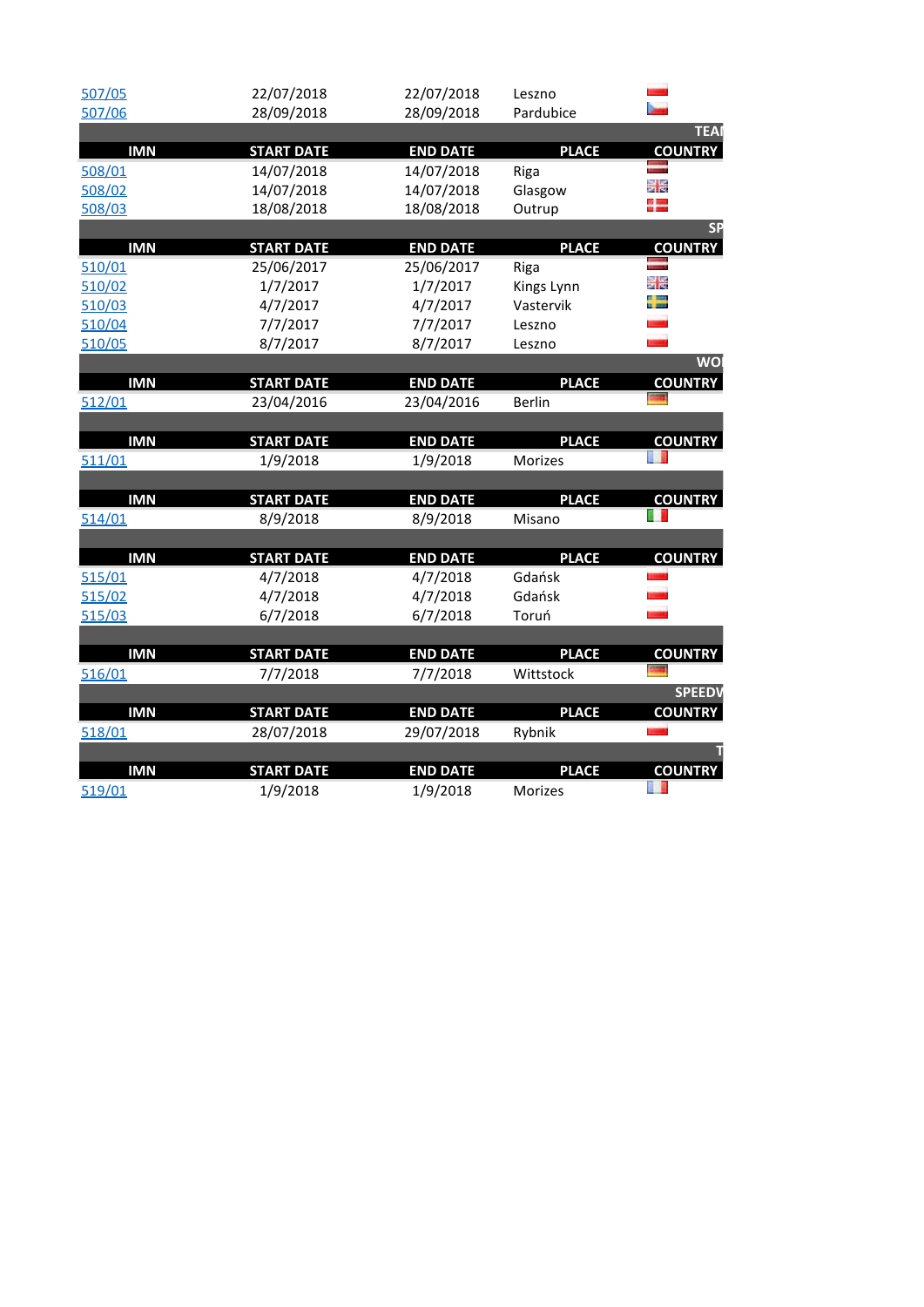| | | | | |
|---|---|---|---|---|
| 507/05 | 22/07/2018 | 22/07/2018 | Leszno | |
| 507/06 | 28/09/2018 | 28/09/2018 | Pardubice | |

TEA

| IMN | START DATE | END DATE | PLACE | COUNTRY |
|---|---|---|---|---|
| 508/01 | 14/07/2018 | 14/07/2018 | Riga | |
| 508/02 | 14/07/2018 | 14/07/2018 | Glasgow | |
| 508/03 | 18/08/2018 | 18/08/2018 | Outrup | |

SP

| IMN | START DATE | END DATE | PLACE | COUNTRY |
|---|---|---|---|---|
| 510/01 | 25/06/2017 | 25/06/2017 | Riga | |
| 510/02 | 1/7/2017 | 1/7/2017 | Kings Lynn | |
| 510/03 | 4/7/2017 | 4/7/2017 | Vastervik | |
| 510/04 | 7/7/2017 | 7/7/2017 | Leszno | |
| 510/05 | 8/7/2017 | 8/7/2017 | Leszno | |

WO

| IMN | START DATE | END DATE | PLACE | COUNTRY |
|---|---|---|---|---|
| 512/01 | 23/04/2016 | 23/04/2016 | Berlin | |

| IMN | START DATE | END DATE | PLACE | COUNTRY |
|---|---|---|---|---|
| 511/01 | 1/9/2018 | 1/9/2018 | Morizes | |

| IMN | START DATE | END DATE | PLACE | COUNTRY |
|---|---|---|---|---|
| 514/01 | 8/9/2018 | 8/9/2018 | Misano | |

| IMN | START DATE | END DATE | PLACE | COUNTRY |
|---|---|---|---|---|
| 515/01 | 4/7/2018 | 4/7/2018 | Gdańsk | |
| 515/02 | 4/7/2018 | 4/7/2018 | Gdańsk | |
| 515/03 | 6/7/2018 | 6/7/2018 | Toruń | |

| IMN | START DATE | END DATE | PLACE | COUNTRY |
|---|---|---|---|---|
| 516/01 | 7/7/2018 | 7/7/2018 | Wittstock | |

SPEEDV

| IMN | START DATE | END DATE | PLACE | COUNTRY |
|---|---|---|---|---|
| 518/01 | 28/07/2018 | 29/07/2018 | Rybnik | |

T

| IMN | START DATE | END DATE | PLACE | COUNTRY |
|---|---|---|---|---|
| 519/01 | 1/9/2018 | 1/9/2018 | Morizes | |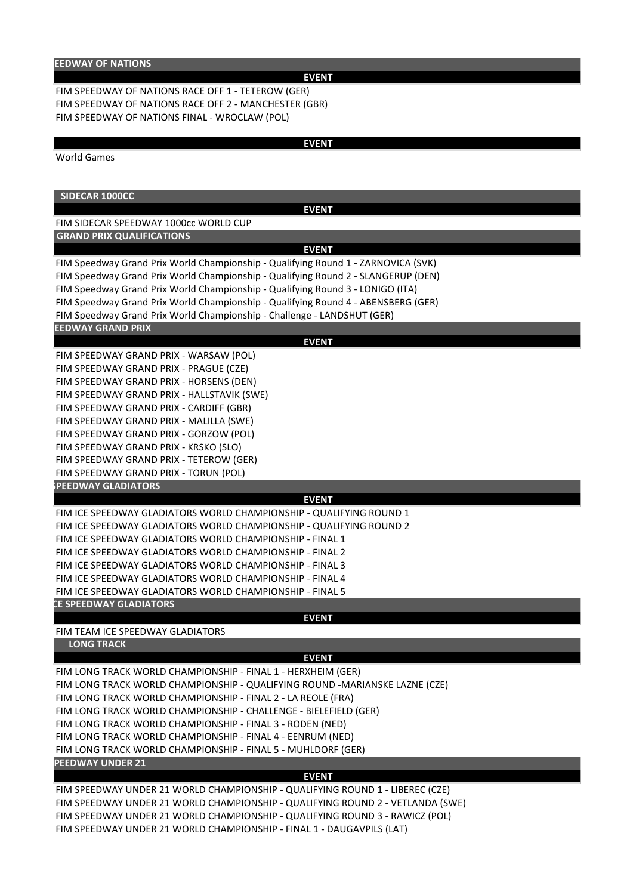## EEDWAY OF NATIONS

| EVENT |
|---|
| FIM SPEEDWAY OF NATIONS RACE OFF 1 - TETEROW (GER) |
| FIM SPEEDWAY OF NATIONS RACE OFF 2 - MANCHESTER (GBR) |
| FIM SPEEDWAY OF NATIONS FINAL - WROCLAW (POL) |

| EVENT |
|---|
| World Games |

## SIDECAR 1000CC

| EVENT |
|---|
| FIM SIDECAR SPEEDWAY 1000cc WORLD CUP |

## GRAND PRIX QUALIFICATIONS

| EVENT |
|---|
| FIM Speedway Grand Prix World Championship - Qualifying Round 1 - ZARNOVICA (SVK) |
| FIM Speedway Grand Prix World Championship - Qualifying Round 2 - SLANGERUP (DEN) |
| FIM Speedway Grand Prix World Championship - Qualifying Round 3 - LONIGO (ITA) |
| FIM Speedway Grand Prix World Championship - Qualifying Round 4 - ABENSBERG (GER) |
| FIM Speedway Grand Prix World Championship - Challenge - LANDSHUT (GER) |

## EEDWAY GRAND PRIX

| EVENT |
|---|
| FIM SPEEDWAY GRAND PRIX - WARSAW (POL) |
| FIM SPEEDWAY GRAND PRIX - PRAGUE (CZE) |
| FIM SPEEDWAY GRAND PRIX - HORSENS (DEN) |
| FIM SPEEDWAY GRAND PRIX - HALLSTAVIK (SWE) |
| FIM SPEEDWAY GRAND PRIX - CARDIFF (GBR) |
| FIM SPEEDWAY GRAND PRIX - MALILLA (SWE) |
| FIM SPEEDWAY GRAND PRIX - GORZOW (POL) |
| FIM SPEEDWAY GRAND PRIX - KRSKO (SLO) |
| FIM SPEEDWAY GRAND PRIX - TETEROW (GER) |
| FIM SPEEDWAY GRAND PRIX - TORUN (POL) |

## SPEEDWAY GLADIATORS

| EVENT |
|---|
| FIM ICE SPEEDWAY GLADIATORS WORLD CHAMPIONSHIP - QUALIFYING ROUND 1 |
| FIM ICE SPEEDWAY GLADIATORS WORLD CHAMPIONSHIP - QUALIFYING ROUND 2 |
| FIM ICE SPEEDWAY GLADIATORS WORLD CHAMPIONSHIP - FINAL 1 |
| FIM ICE SPEEDWAY GLADIATORS WORLD CHAMPIONSHIP - FINAL 2 |
| FIM ICE SPEEDWAY GLADIATORS WORLD CHAMPIONSHIP - FINAL 3 |
| FIM ICE SPEEDWAY GLADIATORS WORLD CHAMPIONSHIP - FINAL 4 |
| FIM ICE SPEEDWAY GLADIATORS WORLD CHAMPIONSHIP - FINAL 5 |

## CE SPEEDWAY GLADIATORS

| EVENT |
|---|
| FIM TEAM ICE SPEEDWAY GLADIATORS |

## LONG TRACK

| EVENT |
|---|
| FIM LONG TRACK WORLD CHAMPIONSHIP - FINAL 1 - HERXHEIM (GER) |
| FIM LONG TRACK WORLD CHAMPIONSHIP - QUALIFYING ROUND -MARIANSKE LAZNE (CZE) |
| FIM LONG TRACK WORLD CHAMPIONSHIP - FINAL 2 - LA REOLE (FRA) |
| FIM LONG TRACK WORLD CHAMPIONSHIP - CHALLENGE - BIELEFIELD (GER) |
| FIM LONG TRACK WORLD CHAMPIONSHIP - FINAL 3 - RODEN (NED) |
| FIM LONG TRACK WORLD CHAMPIONSHIP - FINAL 4 - EENRUM (NED) |
| FIM LONG TRACK WORLD CHAMPIONSHIP - FINAL 5 - MUHLDORF (GER) |

## PEEDWAY UNDER 21

| EVENT |
|---|
| FIM SPEEDWAY UNDER 21 WORLD CHAMPIONSHIP - QUALIFYING ROUND 1 - LIBEREC (CZE) |
| FIM SPEEDWAY UNDER 21 WORLD CHAMPIONSHIP - QUALIFYING ROUND 2 - VETLANDA (SWE) |
| FIM SPEEDWAY UNDER 21 WORLD CHAMPIONSHIP - QUALIFYING ROUND 3 - RAWICZ (POL) |
| FIM SPEEDWAY UNDER 21 WORLD CHAMPIONSHIP - FINAL 1 - DAUGAVPILS (LAT) |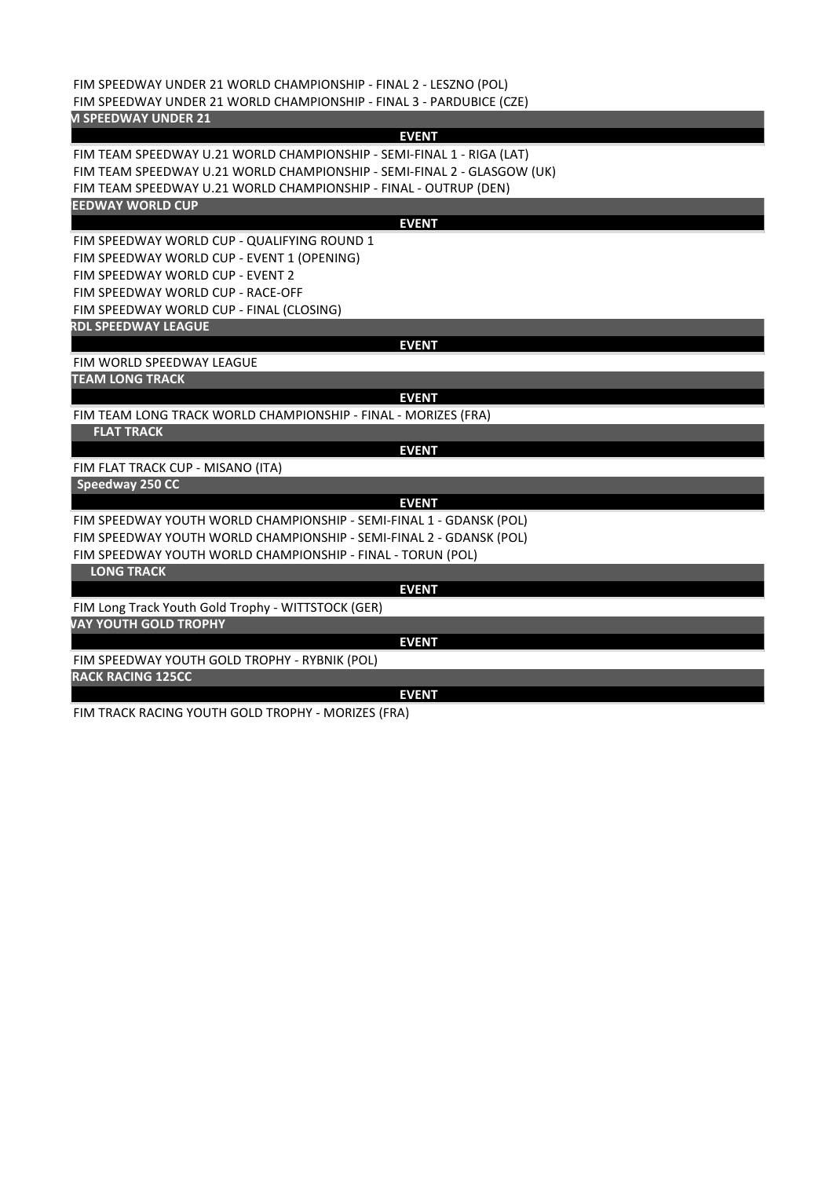FIM SPEEDWAY UNDER 21 WORLD CHAMPIONSHIP - FINAL 2 - LESZNO (POL)
FIM SPEEDWAY UNDER 21 WORLD CHAMPIONSHIP - FINAL 3 - PARDUBICE (CZE)

## M SPEEDWAY UNDER 21

| EVENT |
| --- |
| FIM TEAM SPEEDWAY U.21 WORLD CHAMPIONSHIP - SEMI-FINAL 1 - RIGA (LAT) |
| FIM TEAM SPEEDWAY U.21 WORLD CHAMPIONSHIP - SEMI-FINAL 2 - GLASGOW (UK) |
| FIM TEAM SPEEDWAY U.21 WORLD CHAMPIONSHIP - FINAL - OUTRUP (DEN) |

## EEDWAY WORLD CUP

| EVENT |
| --- |
| FIM SPEEDWAY WORLD CUP - QUALIFYING ROUND 1 |
| FIM SPEEDWAY WORLD CUP - EVENT 1 (OPENING) |
| FIM SPEEDWAY WORLD CUP - EVENT 2 |
| FIM SPEEDWAY WORLD CUP - RACE-OFF |
| FIM SPEEDWAY WORLD CUP - FINAL (CLOSING) |

## RDL SPEEDWAY LEAGUE

| EVENT |
| --- |
| FIM WORLD SPEEDWAY LEAGUE |

## TEAM LONG TRACK

| EVENT |
| --- |
| FIM TEAM LONG TRACK WORLD CHAMPIONSHIP - FINAL - MORIZES (FRA) |

## FLAT TRACK

| EVENT |
| --- |
| FIM FLAT TRACK CUP - MISANO (ITA) |

## Speedway 250 CC

| EVENT |
| --- |
| FIM SPEEDWAY YOUTH WORLD CHAMPIONSHIP - SEMI-FINAL 1 - GDANSK (POL) |
| FIM SPEEDWAY YOUTH WORLD CHAMPIONSHIP - SEMI-FINAL 2 - GDANSK (POL) |
| FIM SPEEDWAY YOUTH WORLD CHAMPIONSHIP - FINAL - TORUN (POL) |

## LONG TRACK

| EVENT |
| --- |
| FIM Long Track Youth Gold Trophy - WITTSTOCK (GER) |

## VAY YOUTH GOLD TROPHY

| EVENT |
| --- |
| FIM SPEEDWAY YOUTH GOLD TROPHY - RYBNIK (POL) |

## RACK RACING 125CC

| EVENT |
| --- |
| FIM TRACK RACING YOUTH GOLD TROPHY - MORIZES (FRA) |